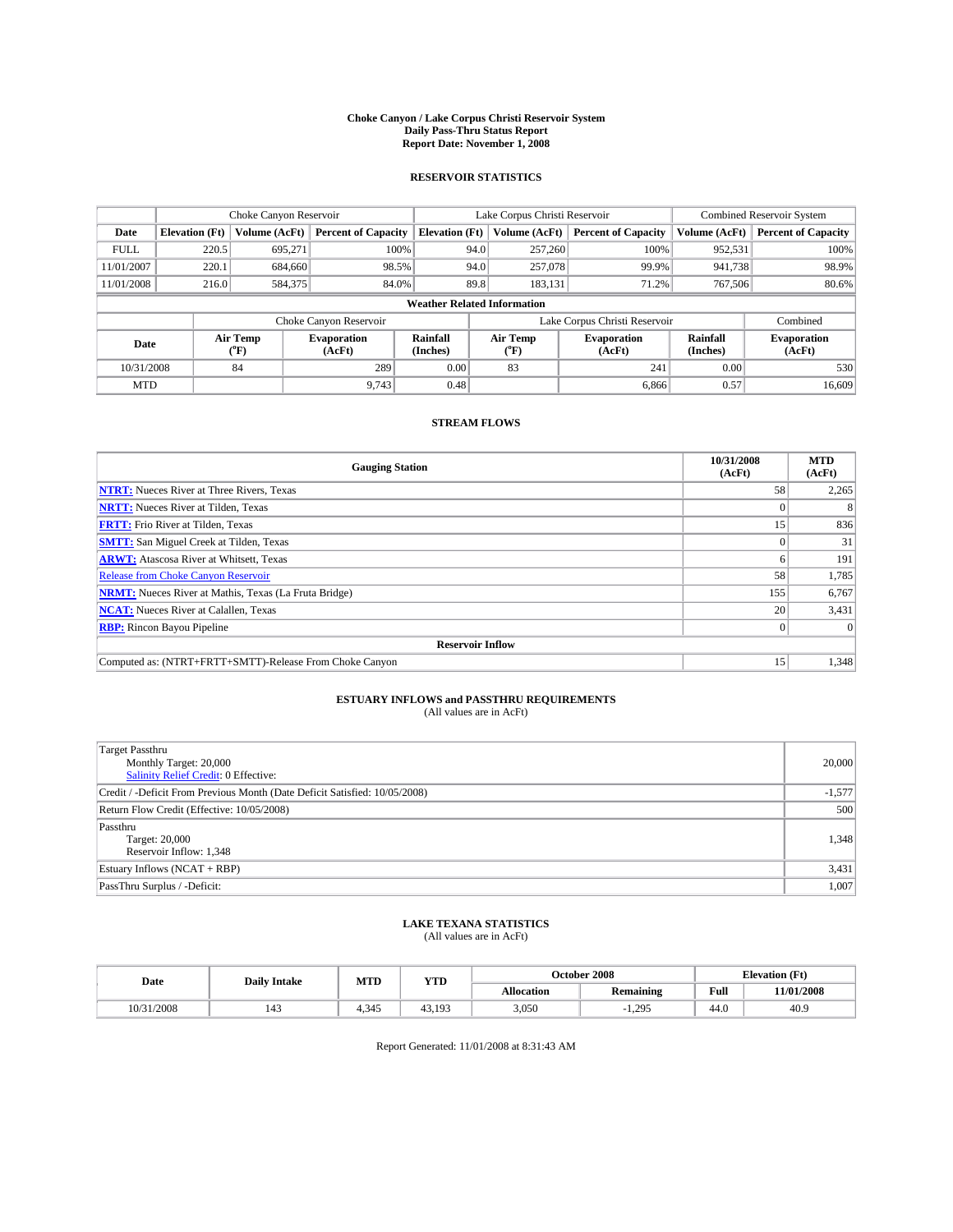# Choke Canyon / Lake Corpus Christi Reservoir System
## Daily Pass-Thru Status Report
## Report Date: November 1, 2008

### RESERVOIR STATISTICS

| | Choke Canyon Reservoir | | | Lake Corpus Christi Reservoir | | | Combined Reservoir System | |
|---|---|---|---|---|---|---|---|---|
| Date | Elevation (Ft) | Volume (AcFt) | Percent of Capacity | Elevation (Ft) | Volume (AcFt) | Percent of Capacity | Volume (AcFt) | Percent of Capacity |
| FULL | 220.5 | 695,271 | 100% | 94.0 | 257,260 | 100% | 952,531 | 100% |
| 11/01/2007 | 220.1 | 684,660 | 98.5% | 94.0 | 257,078 | 99.9% | 941,738 | 98.9% |
| 11/01/2008 | 216.0 | 584,375 | 84.0% | 89.8 | 183,131 | 71.2% | 767,506 | 80.6% |

**Weather Related Information**

| | Choke Canyon Reservoir | | | Lake Corpus Christi Reservoir | | | Combined |
|---|---|---|---|---|---|---|---|
| Date | Air Temp (°F) | Evaporation (AcFt) | Rainfall (Inches) | Air Temp (°F) | Evaporation (AcFt) | Rainfall (Inches) | Evaporation (AcFt) |
| 10/31/2008 | 84 | 289 | 0.00 | 83 | 241 | 0.00 | 530 |
| MTD | | 9,743 | 0.48 | | 6,866 | 0.57 | 16,609 |

### STREAM FLOWS

| Gauging Station | 10/31/2008 (AcFt) | MTD (AcFt) |
|---|---|---|
| **NTRT:** Nueces River at Three Rivers, Texas | 58 | 2,265 |
| **NRTT:** Nueces River at Tilden, Texas | 0 | 8 |
| **FRTT:** Frio River at Tilden, Texas | 15 | 836 |
| **SMTT:** San Miguel Creek at Tilden, Texas | 0 | 31 |
| **ARWT:** Atascosa River at Whitsett, Texas | 6 | 191 |
| Release from Choke Canyon Reservoir | 58 | 1,785 |
| **NRMT:** Nueces River at Mathis, Texas (La Fruta Bridge) | 155 | 6,767 |
| **NCAT:** Nueces River at Calallen, Texas | 20 | 3,431 |
| **RBP:** Rincon Bayou Pipeline | 0 | 0 |
| **Reservoir Inflow** | | |
| Computed as: (NTRT+FRTT+SMTT)-Release From Choke Canyon | 15 | 1,348 |

### ESTUARY INFLOWS and PASSTHRU REQUIREMENTS
(All values are in AcFt)

| | |
|---|---|
| Target Passthru<br>Monthly Target: 20,000<br>Salinity Relief Credit: 0 Effective: | 20,000 |
| Credit / -Deficit From Previous Month (Date Deficit Satisfied: 10/05/2008) | -1,577 |
| Return Flow Credit (Effective: 10/05/2008) | 500 |
| Passthru<br>Target: 20,000<br>Reservoir Inflow: 1,348 | 1,348 |
| Estuary Inflows (NCAT + RBP) | 3,431 |
| PassThru Surplus / -Deficit: | 1,007 |

### LAKE TEXANA STATISTICS
(All values are in AcFt)

| Date | Daily Intake | MTD | YTD | October 2008 | | Elevation (Ft) | |
|---|---|---|---|---|---|---|---|
| | | | | Allocation | Remaining | Full | 11/01/2008 |
| 10/31/2008 | 143 | 4,345 | 43,193 | 3,050 | -1,295 | 44.0 | 40.9 |

Report Generated: 11/01/2008 at 8:31:43 AM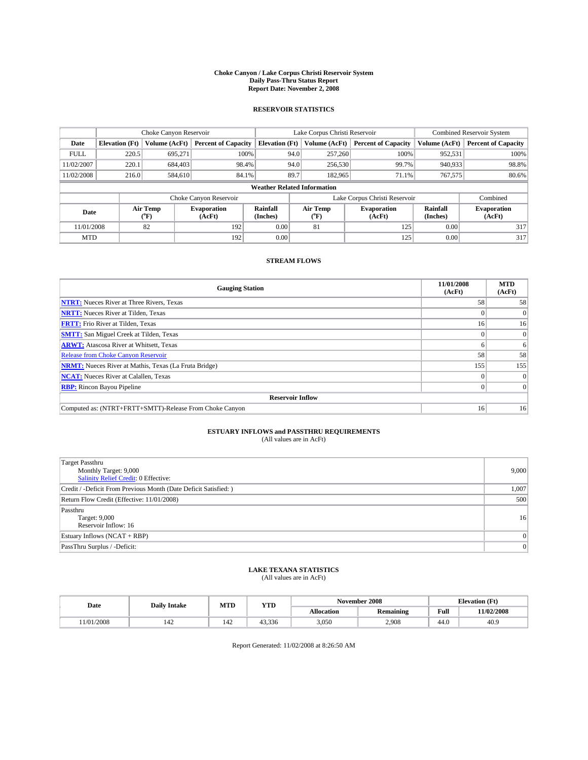**Choke Canyon / Lake Corpus Christi Reservoir System**
**Daily Pass-Thru Status Report**
**Report Date: November 2, 2008**

## RESERVOIR STATISTICS

| | Choke Canyon Reservoir | | | Lake Corpus Christi Reservoir | | | Combined Reservoir System | |
|---|---|---|---|---|---|---|---|---|
| **Date** | **Elevation (Ft)** | **Volume (AcFt)** | **Percent of Capacity** | **Elevation (Ft)** | **Volume (AcFt)** | **Percent of Capacity** | **Volume (AcFt)** | **Percent of Capacity** |
| FULL | 220.5 | 695,271 | 100% | 94.0 | 257,260 | 100% | 952,531 | 100% |
| 11/02/2007 | 220.1 | 684,403 | 98.4% | 94.0 | 256,530 | 99.7% | 940,933 | 98.8% |
| 11/02/2008 | 216.0 | 584,610 | 84.1% | 89.7 | 182,965 | 71.1% | 767,575 | 80.6% |

**Weather Related Information**

| | Choke Canyon Reservoir | | | Lake Corpus Christi Reservoir | | | Combined |
|---|---|---|---|---|---|---|---|
| **Date** | **Air Temp (°F)** | **Evaporation (AcFt)** | **Rainfall (Inches)** | **Air Temp (°F)** | **Evaporation (AcFt)** | **Rainfall (Inches)** | **Evaporation (AcFt)** |
| 11/01/2008 | 82 | 192 | 0.00 | 81 | 125 | 0.00 | 317 |
| MTD | | 192 | 0.00 | | 125 | 0.00 | 317 |

## STREAM FLOWS

| Gauging Station | 11/01/2008 (AcFt) | MTD (AcFt) |
|---|---|---|
| **NTRT:** Nueces River at Three Rivers, Texas | 58 | 58 |
| **NRTT:** Nueces River at Tilden, Texas | 0 | 0 |
| **FRTT:** Frio River at Tilden, Texas | 16 | 16 |
| **SMTT:** San Miguel Creek at Tilden, Texas | 0 | 0 |
| **ARWT:** Atascosa River at Whitsett, Texas | 6 | 6 |
| Release from Choke Canyon Reservoir | 58 | 58 |
| **NRMT:** Nueces River at Mathis, Texas (La Fruta Bridge) | 155 | 155 |
| **NCAT:** Nueces River at Calallen, Texas | 0 | 0 |
| **RBP:** Rincon Bayou Pipeline | 0 | 0 |
| **Reservoir Inflow** | | |
| Computed as: (NTRT+FRTT+SMTT)-Release From Choke Canyon | 16 | 16 |

## ESTUARY INFLOWS and PASSTHRU REQUIREMENTS

(All values are in AcFt)

| | |
|---|---|
| Target Passthru<br>Monthly Target: 9,000<br>Salinity Relief Credit: 0 Effective: | 9,000 |
| Credit / -Deficit From Previous Month (Date Deficit Satisfied: ) | 1,007 |
| Return Flow Credit (Effective: 11/01/2008) | 500 |
| Passthru<br>Target: 9,000<br>Reservoir Inflow: 16 | 16 |
| Estuary Inflows (NCAT + RBP) | 0 |
| PassThru Surplus / -Deficit: | 0 |

## LAKE TEXANA STATISTICS

(All values are in AcFt)

| Date | Daily Intake | MTD | YTD | November 2008 | | Elevation (Ft) | |
|---|---|---|---|---|---|---|---|
| | | | | **Allocation** | **Remaining** | **Full** | **11/02/2008** |
| 11/01/2008 | 142 | 142 | 43,336 | 3,050 | 2,908 | 44.0 | 40.9 |

Report Generated: 11/02/2008 at 8:26:50 AM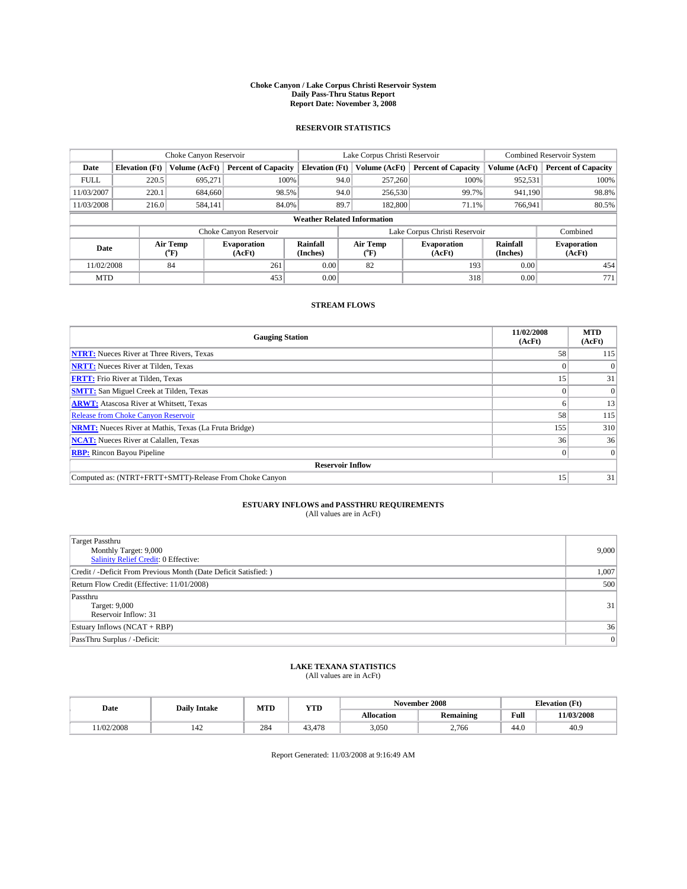**Choke Canyon / Lake Corpus Christi Reservoir System**
**Daily Pass-Thru Status Report**
**Report Date: November 3, 2008**

## RESERVOIR STATISTICS

| | Choke Canyon Reservoir | | | Lake Corpus Christi Reservoir | | | Combined Reservoir System | |
|---|---|---|---|---|---|---|---|---|
| **Date** | **Elevation (Ft)** | **Volume (AcFt)** | **Percent of Capacity** | **Elevation (Ft)** | **Volume (AcFt)** | **Percent of Capacity** | **Volume (AcFt)** | **Percent of Capacity** |
| FULL | 220.5 | 695,271 | 100% | 94.0 | 257,260 | 100% | 952,531 | 100% |
| 11/03/2007 | 220.1 | 684,660 | 98.5% | 94.0 | 256,530 | 99.7% | 941,190 | 98.8% |
| 11/03/2008 | 216.0 | 584,141 | 84.0% | 89.7 | 182,800 | 71.1% | 766,941 | 80.5% |

**Weather Related Information**

| | Choke Canyon Reservoir | | | Lake Corpus Christi Reservoir | | | Combined |
|---|---|---|---|---|---|---|---|
| **Date** | **Air Temp (°F)** | **Evaporation (AcFt)** | **Rainfall (Inches)** | **Air Temp (°F)** | **Evaporation (AcFt)** | **Rainfall (Inches)** | **Evaporation (AcFt)** |
| 11/02/2008 | 84 | 261 | 0.00 | 82 | 193 | 0.00 | 454 |
| MTD | | 453 | 0.00 | | 318 | 0.00 | 771 |

## STREAM FLOWS

| Gauging Station | 11/02/2008 (AcFt) | MTD (AcFt) |
|---|---|---|
| **NTRT:** Nueces River at Three Rivers, Texas | 58 | 115 |
| **NRTT:** Nueces River at Tilden, Texas | 0 | 0 |
| **FRTT:** Frio River at Tilden, Texas | 15 | 31 |
| **SMTT:** San Miguel Creek at Tilden, Texas | 0 | 0 |
| **ARWT:** Atascosa River at Whitsett, Texas | 6 | 13 |
| Release from Choke Canyon Reservoir | 58 | 115 |
| **NRMT:** Nueces River at Mathis, Texas (La Fruta Bridge) | 155 | 310 |
| **NCAT:** Nueces River at Calallen, Texas | 36 | 36 |
| **RBP:** Rincon Bayou Pipeline | 0 | 0 |
| **Reservoir Inflow** | | |
| Computed as: (NTRT+FRTT+SMTT)-Release From Choke Canyon | 15 | 31 |

## ESTUARY INFLOWS and PASSTHRU REQUIREMENTS
(All values are in AcFt)

| | |
|---|---|
| Target Passthru<br>Monthly Target: 9,000<br>Salinity Relief Credit: 0 Effective: | 9,000 |
| Credit / -Deficit From Previous Month (Date Deficit Satisfied: ) | 1,007 |
| Return Flow Credit (Effective: 11/01/2008) | 500 |
| Passthru<br>Target: 9,000<br>Reservoir Inflow: 31 | 31 |
| Estuary Inflows (NCAT + RBP) | 36 |
| PassThru Surplus / -Deficit: | 0 |

## LAKE TEXANA STATISTICS
(All values are in AcFt)

| Date | Daily Intake | MTD | YTD | November 2008 | | Elevation (Ft) | |
|---|---|---|---|---|---|---|---|
| | | | | **Allocation** | **Remaining** | **Full** | **11/03/2008** |
| 11/02/2008 | 142 | 284 | 43,478 | 3,050 | 2,766 | 44.0 | 40.9 |

Report Generated: 11/03/2008 at 9:16:49 AM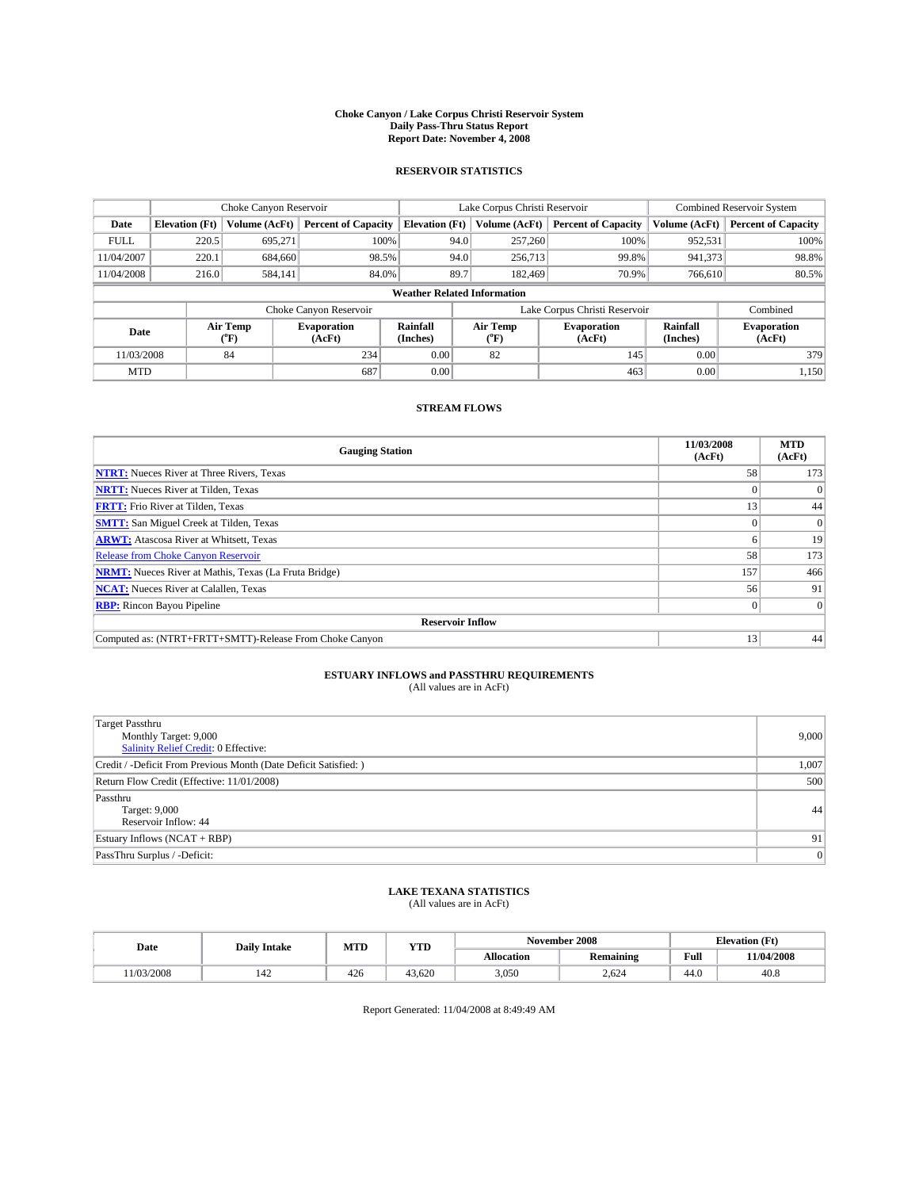# Choke Canyon / Lake Corpus Christi Reservoir System
## Daily Pass-Thru Status Report
## Report Date: November 4, 2008

### RESERVOIR STATISTICS

| | Choke Canyon Reservoir | | | Lake Corpus Christi Reservoir | | | Combined Reservoir System | |
|---|---|---|---|---|---|---|---|---|
| Date | Elevation (Ft) | Volume (AcFt) | Percent of Capacity | Elevation (Ft) | Volume (AcFt) | Percent of Capacity | Volume (AcFt) | Percent of Capacity |
| FULL | 220.5 | 695,271 | 100% | 94.0 | 257,260 | 100% | 952,531 | 100% |
| 11/04/2007 | 220.1 | 684,660 | 98.5% | 94.0 | 256,713 | 99.8% | 941,373 | 98.8% |
| 11/04/2008 | 216.0 | 584,141 | 84.0% | 89.7 | 182,469 | 70.9% | 766,610 | 80.5% |

**Weather Related Information**

| | Choke Canyon Reservoir | | | Lake Corpus Christi Reservoir | | | Combined |
|---|---|---|---|---|---|---|---|
| Date | Air Temp (°F) | Evaporation (AcFt) | Rainfall (Inches) | Air Temp (°F) | Evaporation (AcFt) | Rainfall (Inches) | Evaporation (AcFt) |
| 11/03/2008 | 84 | 234 | 0.00 | 82 | 145 | 0.00 | 379 |
| MTD | | 687 | 0.00 | | 463 | 0.00 | 1,150 |

### STREAM FLOWS

| Gauging Station | 11/03/2008 (AcFt) | MTD (AcFt) |
|---|---|---|
| **NTRT:** Nueces River at Three Rivers, Texas | 58 | 173 |
| **NRTT:** Nueces River at Tilden, Texas | 0 | 0 |
| **FRTT:** Frio River at Tilden, Texas | 13 | 44 |
| **SMTT:** San Miguel Creek at Tilden, Texas | 0 | 0 |
| **ARWT:** Atascosa River at Whitsett, Texas | 6 | 19 |
| Release from Choke Canyon Reservoir | 58 | 173 |
| **NRMT:** Nueces River at Mathis, Texas (La Fruta Bridge) | 157 | 466 |
| **NCAT:** Nueces River at Calallen, Texas | 56 | 91 |
| **RBP:** Rincon Bayou Pipeline | 0 | 0 |
| **Reservoir Inflow** | | |
| Computed as: (NTRT+FRTT+SMTT)-Release From Choke Canyon | 13 | 44 |

### ESTUARY INFLOWS and PASSTHRU REQUIREMENTS
(All values are in AcFt)

| | |
|---|---|
| Target Passthru<br>Monthly Target: 9,000<br>Salinity Relief Credit: 0 Effective: | 9,000 |
| Credit / -Deficit From Previous Month (Date Deficit Satisfied: ) | 1,007 |
| Return Flow Credit (Effective: 11/01/2008) | 500 |
| Passthru<br>Target: 9,000<br>Reservoir Inflow: 44 | 44 |
| Estuary Inflows (NCAT + RBP) | 91 |
| PassThru Surplus / -Deficit: | 0 |

### LAKE TEXANA STATISTICS
(All values are in AcFt)

| Date | Daily Intake | MTD | YTD | November 2008 | | Elevation (Ft) | |
|---|---|---|---|---|---|---|---|
| | | | | Allocation | Remaining | Full | 11/04/2008 |
| 11/03/2008 | 142 | 426 | 43,620 | 3,050 | 2,624 | 44.0 | 40.8 |

Report Generated: 11/04/2008 at 8:49:49 AM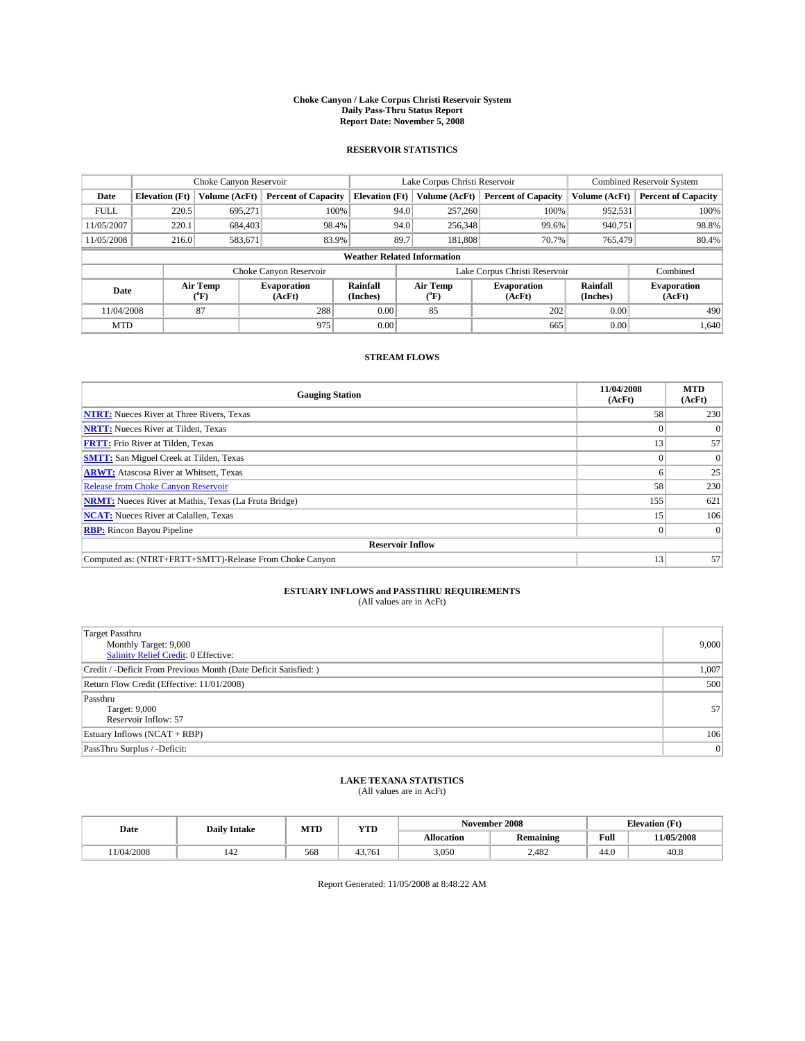**Choke Canyon / Lake Corpus Christi Reservoir System**
**Daily Pass-Thru Status Report**
**Report Date: November 5, 2008**

## RESERVOIR STATISTICS

| | Choke Canyon Reservoir | | | Lake Corpus Christi Reservoir | | | Combined Reservoir System | |
|---|---|---|---|---|---|---|---|---|
| **Date** | **Elevation (Ft)** | **Volume (AcFt)** | **Percent of Capacity** | **Elevation (Ft)** | **Volume (AcFt)** | **Percent of Capacity** | **Volume (AcFt)** | **Percent of Capacity** |
| FULL | 220.5 | 695,271 | 100% | 94.0 | 257,260 | 100% | 952,531 | 100% |
| 11/05/2007 | 220.1 | 684,403 | 98.4% | 94.0 | 256,348 | 99.6% | 940,751 | 98.8% |
| 11/05/2008 | 216.0 | 583,671 | 83.9% | 89.7 | 181,808 | 70.7% | 765,479 | 80.4% |

**Weather Related Information**

| | Choke Canyon Reservoir | | | Lake Corpus Christi Reservoir | | | Combined |
|---|---|---|---|---|---|---|---|
| **Date** | **Air Temp (°F)** | **Evaporation (AcFt)** | **Rainfall (Inches)** | **Air Temp (°F)** | **Evaporation (AcFt)** | **Rainfall (Inches)** | **Evaporation (AcFt)** |
| 11/04/2008 | 87 | 288 | 0.00 | 85 | 202 | 0.00 | 490 |
| MTD | | 975 | 0.00 | | 665 | 0.00 | 1,640 |

## STREAM FLOWS

| Gauging Station | 11/04/2008 (AcFt) | MTD (AcFt) |
|---|---|---|
| **NTRT:** Nueces River at Three Rivers, Texas | 58 | 230 |
| **NRTT:** Nueces River at Tilden, Texas | 0 | 0 |
| **FRTT:** Frio River at Tilden, Texas | 13 | 57 |
| **SMTT:** San Miguel Creek at Tilden, Texas | 0 | 0 |
| **ARWT:** Atascosa River at Whitsett, Texas | 6 | 25 |
| Release from Choke Canyon Reservoir | 58 | 230 |
| **NRMT:** Nueces River at Mathis, Texas (La Fruta Bridge) | 155 | 621 |
| **NCAT:** Nueces River at Calallen, Texas | 15 | 106 |
| **RBP:** Rincon Bayou Pipeline | 0 | 0 |
| **Reservoir Inflow** | | |
| Computed as: (NTRT+FRTT+SMTT)-Release From Choke Canyon | 13 | 57 |

## ESTUARY INFLOWS and PASSTHRU REQUIREMENTS

(All values are in AcFt)

| | |
|---|---|
| Target Passthru<br>Monthly Target: 9,000<br>Salinity Relief Credit: 0 Effective: | 9,000 |
| Credit / -Deficit From Previous Month (Date Deficit Satisfied: ) | 1,007 |
| Return Flow Credit (Effective: 11/01/2008) | 500 |
| Passthru<br>Target: 9,000<br>Reservoir Inflow: 57 | 57 |
| Estuary Inflows (NCAT + RBP) | 106 |
| PassThru Surplus / -Deficit: | 0 |

## LAKE TEXANA STATISTICS

(All values are in AcFt)

| Date | Daily Intake | MTD | YTD | November 2008 | | Elevation (Ft) | |
|---|---|---|---|---|---|---|---|
| | | | | **Allocation** | **Remaining** | **Full** | **11/05/2008** |
| 11/04/2008 | 142 | 568 | 43,761 | 3,050 | 2,482 | 44.0 | 40.8 |

Report Generated: 11/05/2008 at 8:48:22 AM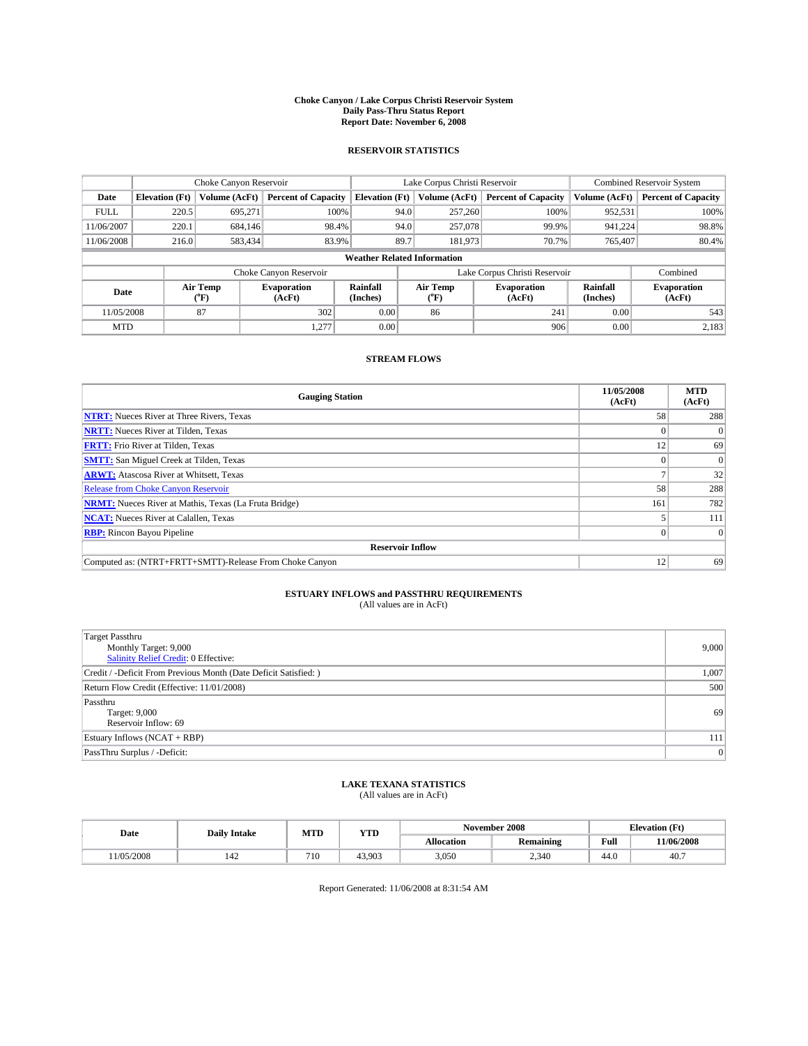# Choke Canyon / Lake Corpus Christi Reservoir System
## Daily Pass-Thru Status Report
## Report Date: November 6, 2008

### RESERVOIR STATISTICS

| | Choke Canyon Reservoir | | | Lake Corpus Christi Reservoir | | | Combined Reservoir System | |
|---|---|---|---|---|---|---|---|---|
| Date | Elevation (Ft) | Volume (AcFt) | Percent of Capacity | Elevation (Ft) | Volume (AcFt) | Percent of Capacity | Volume (AcFt) | Percent of Capacity |
| FULL | 220.5 | 695,271 | 100% | 94.0 | 257,260 | 100% | 952,531 | 100% |
| 11/06/2007 | 220.1 | 684,146 | 98.4% | 94.0 | 257,078 | 99.9% | 941,224 | 98.8% |
| 11/06/2008 | 216.0 | 583,434 | 83.9% | 89.7 | 181,973 | 70.7% | 765,407 | 80.4% |

**Weather Related Information**

| | Choke Canyon Reservoir | | | Lake Corpus Christi Reservoir | | | Combined |
|---|---|---|---|---|---|---|---|
| Date | Air Temp (°F) | Evaporation (AcFt) | Rainfall (Inches) | Air Temp (°F) | Evaporation (AcFt) | Rainfall (Inches) | Evaporation (AcFt) |
| 11/05/2008 | 87 | 302 | 0.00 | 86 | 241 | 0.00 | 543 |
| MTD | | 1,277 | 0.00 | | 906 | 0.00 | 2,183 |

### STREAM FLOWS

| Gauging Station | 11/05/2008 (AcFt) | MTD (AcFt) |
|---|---|---|
| NTRT: Nueces River at Three Rivers, Texas | 58 | 288 |
| NRTT: Nueces River at Tilden, Texas | 0 | 0 |
| FRTT: Frio River at Tilden, Texas | 12 | 69 |
| SMTT: San Miguel Creek at Tilden, Texas | 0 | 0 |
| ARWT: Atascosa River at Whitsett, Texas | 7 | 32 |
| Release from Choke Canyon Reservoir | 58 | 288 |
| NRMT: Nueces River at Mathis, Texas (La Fruta Bridge) | 161 | 782 |
| NCAT: Nueces River at Calallen, Texas | 5 | 111 |
| RBP: Rincon Bayou Pipeline | 0 | 0 |
| **Reservoir Inflow** | | |
| Computed as: (NTRT+FRTT+SMTT)-Release From Choke Canyon | 12 | 69 |

### ESTUARY INFLOWS and PASSTHRU REQUIREMENTS
(All values are in AcFt)

| | |
|---|---|
| Target Passthru<br>Monthly Target: 9,000<br>Salinity Relief Credit: 0 Effective: | 9,000 |
| Credit / -Deficit From Previous Month (Date Deficit Satisfied: ) | 1,007 |
| Return Flow Credit (Effective: 11/01/2008) | 500 |
| Passthru<br>Target: 9,000<br>Reservoir Inflow: 69 | 69 |
| Estuary Inflows (NCAT + RBP) | 111 |
| PassThru Surplus / -Deficit: | 0 |

### LAKE TEXANA STATISTICS
(All values are in AcFt)

| Date | Daily Intake | MTD | YTD | November 2008 | | Elevation (Ft) | |
|---|---|---|---|---|---|---|---|
| | | | | Allocation | Remaining | Full | 11/06/2008 |
| 11/05/2008 | 142 | 710 | 43,903 | 3,050 | 2,340 | 44.0 | 40.7 |

Report Generated: 11/06/2008 at 8:31:54 AM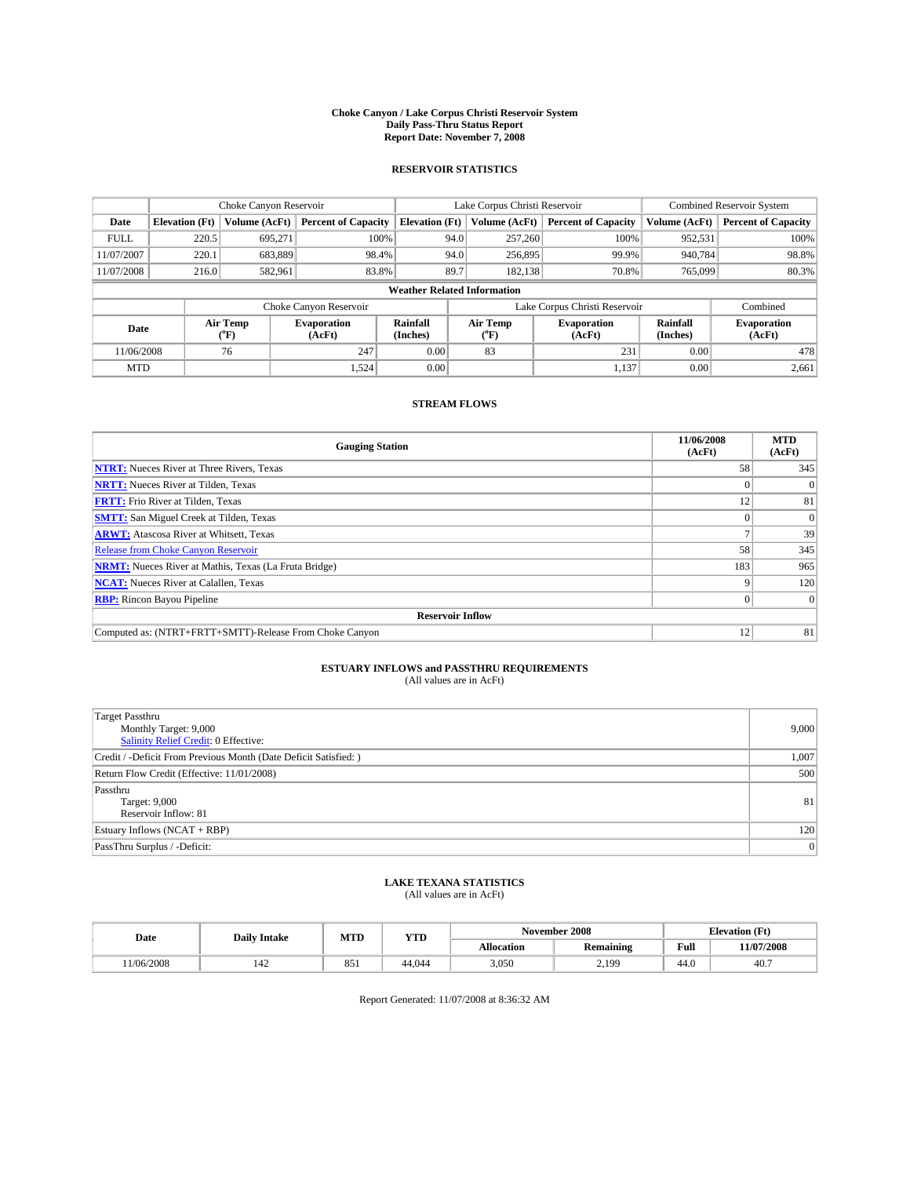# Choke Canyon / Lake Corpus Christi Reservoir System
## Daily Pass-Thru Status Report
## Report Date: November 7, 2008

### RESERVOIR STATISTICS

| | Choke Canyon Reservoir | | | Lake Corpus Christi Reservoir | | | Combined Reservoir System | |
|---|---|---|---|---|---|---|---|---|
| Date | Elevation (Ft) | Volume (AcFt) | Percent of Capacity | Elevation (Ft) | Volume (AcFt) | Percent of Capacity | Volume (AcFt) | Percent of Capacity |
| FULL | 220.5 | 695,271 | 100% | 94.0 | 257,260 | 100% | 952,531 | 100% |
| 11/07/2007 | 220.1 | 683,889 | 98.4% | 94.0 | 256,895 | 99.9% | 940,784 | 98.8% |
| 11/07/2008 | 216.0 | 582,961 | 83.8% | 89.7 | 182,138 | 70.8% | 765,099 | 80.3% |

**Weather Related Information**

| | Choke Canyon Reservoir | | | Lake Corpus Christi Reservoir | | | Combined |
|---|---|---|---|---|---|---|---|
| Date | Air Temp (°F) | Evaporation (AcFt) | Rainfall (Inches) | Air Temp (°F) | Evaporation (AcFt) | Rainfall (Inches) | Evaporation (AcFt) |
| 11/06/2008 | 76 | 247 | 0.00 | 83 | 231 | 0.00 | 478 |
| MTD | | 1,524 | 0.00 | | 1,137 | 0.00 | 2,661 |

### STREAM FLOWS

| Gauging Station | 11/06/2008 (AcFt) | MTD (AcFt) |
|---|---|---|
| NTRT: Nueces River at Three Rivers, Texas | 58 | 345 |
| NRTT: Nueces River at Tilden, Texas | 0 | 0 |
| FRTT: Frio River at Tilden, Texas | 12 | 81 |
| SMTT: San Miguel Creek at Tilden, Texas | 0 | 0 |
| ARWT: Atascosa River at Whitsett, Texas | 7 | 39 |
| Release from Choke Canyon Reservoir | 58 | 345 |
| NRMT: Nueces River at Mathis, Texas (La Fruta Bridge) | 183 | 965 |
| NCAT: Nueces River at Calallen, Texas | 9 | 120 |
| RBP: Rincon Bayou Pipeline | 0 | 0 |
| **Reservoir Inflow** | | |
| Computed as: (NTRT+FRTT+SMTT)-Release From Choke Canyon | 12 | 81 |

### ESTUARY INFLOWS and PASSTHRU REQUIREMENTS
(All values are in AcFt)

| | |
|---|---|
| Target Passthru<br>Monthly Target: 9,000<br>Salinity Relief Credit: 0 Effective: | 9,000 |
| Credit / -Deficit From Previous Month (Date Deficit Satisfied: ) | 1,007 |
| Return Flow Credit (Effective: 11/01/2008) | 500 |
| Passthru<br>Target: 9,000<br>Reservoir Inflow: 81 | 81 |
| Estuary Inflows (NCAT + RBP) | 120 |
| PassThru Surplus / -Deficit: | 0 |

### LAKE TEXANA STATISTICS
(All values are in AcFt)

| Date | Daily Intake | MTD | YTD | November 2008 | | Elevation (Ft) | |
|---|---|---|---|---|---|---|---|
| | | | | Allocation | Remaining | Full | 11/07/2008 |
| 11/06/2008 | 142 | 851 | 44,044 | 3,050 | 2,199 | 44.0 | 40.7 |

Report Generated: 11/07/2008 at 8:36:32 AM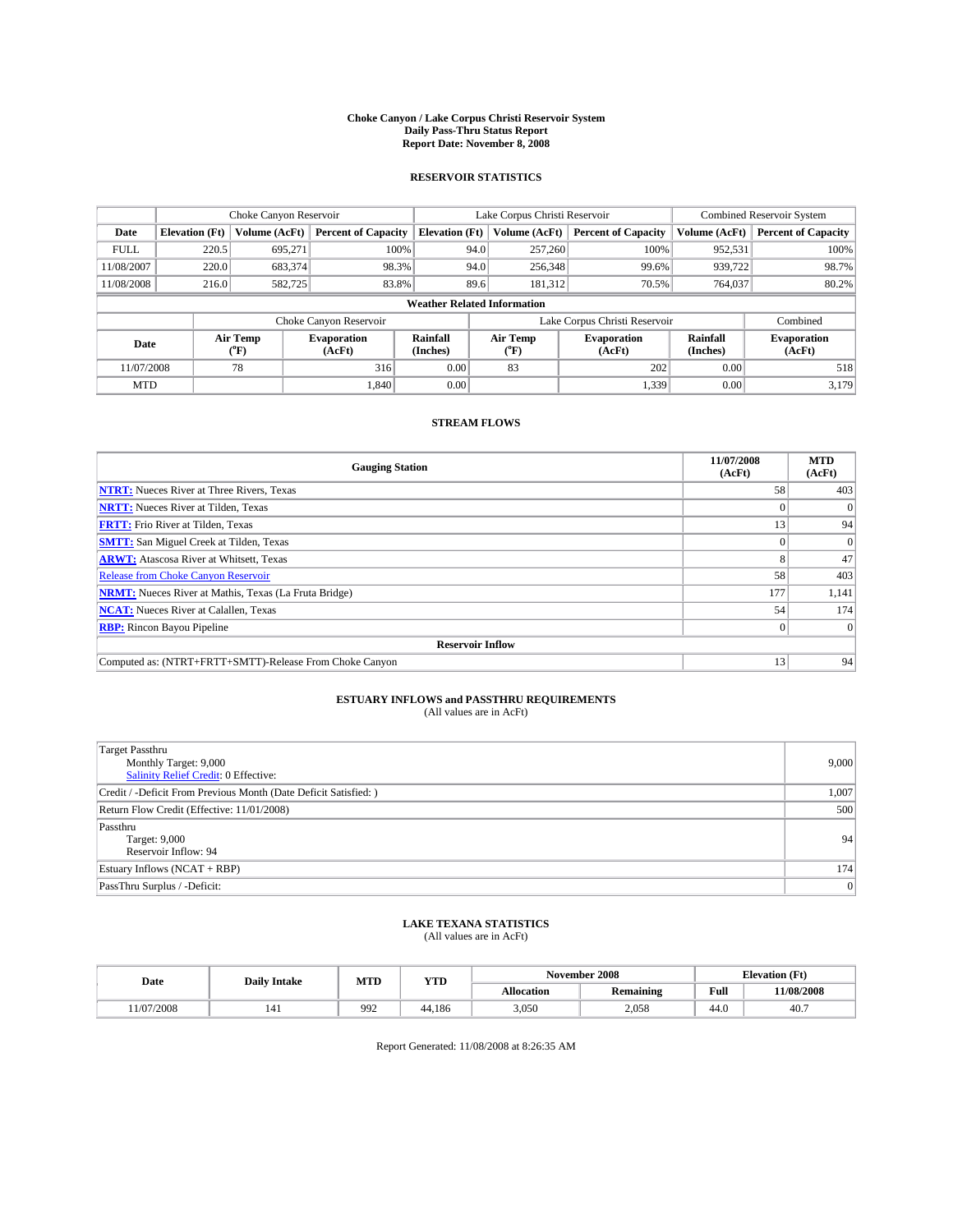# Choke Canyon / Lake Corpus Christi Reservoir System
## Daily Pass-Thru Status Report
## Report Date: November 8, 2008

### RESERVOIR STATISTICS

| | Choke Canyon Reservoir | | | Lake Corpus Christi Reservoir | | | Combined Reservoir System | |
|---|---|---|---|---|---|---|---|---|
| Date | Elevation (Ft) | Volume (AcFt) | Percent of Capacity | Elevation (Ft) | Volume (AcFt) | Percent of Capacity | Volume (AcFt) | Percent of Capacity |
| FULL | 220.5 | 695,271 | 100% | 94.0 | 257,260 | 100% | 952,531 | 100% |
| 11/08/2007 | 220.0 | 683,374 | 98.3% | 94.0 | 256,348 | 99.6% | 939,722 | 98.7% |
| 11/08/2008 | 216.0 | 582,725 | 83.8% | 89.6 | 181,312 | 70.5% | 764,037 | 80.2% |

**Weather Related Information**

| | Choke Canyon Reservoir | | | Lake Corpus Christi Reservoir | | | Combined |
|---|---|---|---|---|---|---|---|
| Date | Air Temp (°F) | Evaporation (AcFt) | Rainfall (Inches) | Air Temp (°F) | Evaporation (AcFt) | Rainfall (Inches) | Evaporation (AcFt) |
| 11/07/2008 | 78 | 316 | 0.00 | 83 | 202 | 0.00 | 518 |
| MTD | | 1,840 | 0.00 | | 1,339 | 0.00 | 3,179 |

### STREAM FLOWS

| Gauging Station | 11/07/2008 (AcFt) | MTD (AcFt) |
|---|---|---|
| NTRT: Nueces River at Three Rivers, Texas | 58 | 403 |
| NRTT: Nueces River at Tilden, Texas | 0 | 0 |
| FRTT: Frio River at Tilden, Texas | 13 | 94 |
| SMTT: San Miguel Creek at Tilden, Texas | 0 | 0 |
| ARWT: Atascosa River at Whitsett, Texas | 8 | 47 |
| Release from Choke Canyon Reservoir | 58 | 403 |
| NRMT: Nueces River at Mathis, Texas (La Fruta Bridge) | 177 | 1,141 |
| NCAT: Nueces River at Calallen, Texas | 54 | 174 |
| RBP: Rincon Bayou Pipeline | 0 | 0 |
| **Reservoir Inflow** | | |
| Computed as: (NTRT+FRTT+SMTT)-Release From Choke Canyon | 13 | 94 |

### ESTUARY INFLOWS and PASSTHRU REQUIREMENTS
(All values are in AcFt)

| | |
|---|---|
| Target Passthru<br>Monthly Target: 9,000<br>Salinity Relief Credit: 0 Effective: | 9,000 |
| Credit / -Deficit From Previous Month (Date Deficit Satisfied: ) | 1,007 |
| Return Flow Credit (Effective: 11/01/2008) | 500 |
| Passthru<br>Target: 9,000<br>Reservoir Inflow: 94 | 94 |
| Estuary Inflows (NCAT + RBP) | 174 |
| PassThru Surplus / -Deficit: | 0 |

### LAKE TEXANA STATISTICS
(All values are in AcFt)

| Date | Daily Intake | MTD | YTD | November 2008 | | Elevation (Ft) | |
|---|---|---|---|---|---|---|---|
| | | | | Allocation | Remaining | Full | 11/08/2008 |
| 11/07/2008 | 141 | 992 | 44,186 | 3,050 | 2,058 | 44.0 | 40.7 |

Report Generated: 11/08/2008 at 8:26:35 AM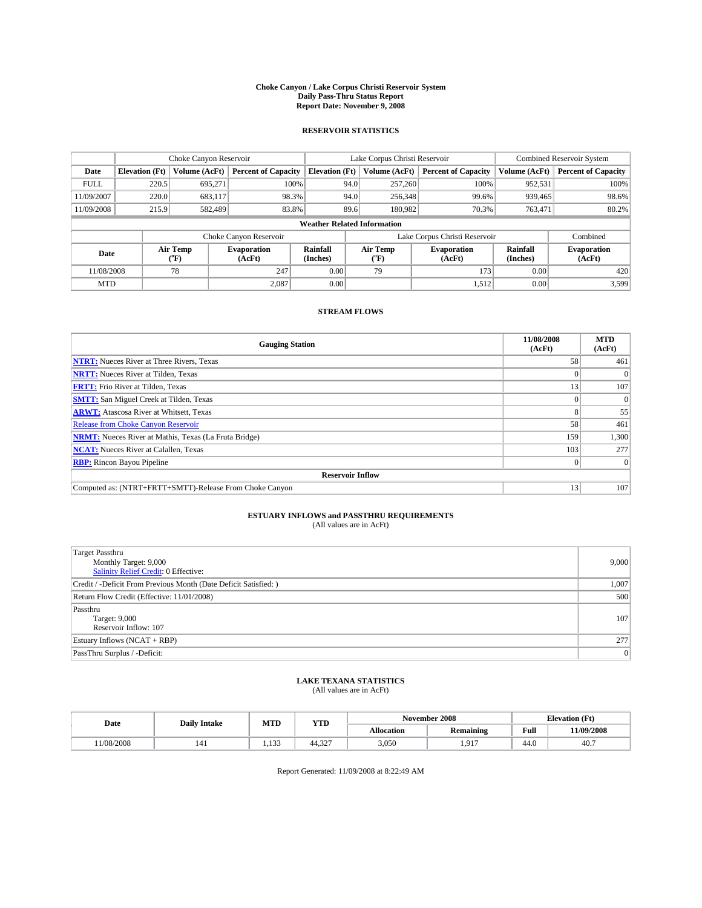**Choke Canyon / Lake Corpus Christi Reservoir System**
**Daily Pass-Thru Status Report**
**Report Date: November 9, 2008**

## RESERVOIR STATISTICS

| | Choke Canyon Reservoir | | | Lake Corpus Christi Reservoir | | | Combined Reservoir System | |
|---|---|---|---|---|---|---|---|---|
| Date | Elevation (Ft) | Volume (AcFt) | Percent of Capacity | Elevation (Ft) | Volume (AcFt) | Percent of Capacity | Volume (AcFt) | Percent of Capacity |
| FULL | 220.5 | 695,271 | 100% | 94.0 | 257,260 | 100% | 952,531 | 100% |
| 11/09/2007 | 220.0 | 683,117 | 98.3% | 94.0 | 256,348 | 99.6% | 939,465 | 98.6% |
| 11/09/2008 | 215.9 | 582,489 | 83.8% | 89.6 | 180,982 | 70.3% | 763,471 | 80.2% |

**Weather Related Information**

| | Choke Canyon Reservoir | | | Lake Corpus Christi Reservoir | | | Combined |
|---|---|---|---|---|---|---|---|
| Date | Air Temp (°F) | Evaporation (AcFt) | Rainfall (Inches) | Air Temp (°F) | Evaporation (AcFt) | Rainfall (Inches) | Evaporation (AcFt) |
| 11/08/2008 | 78 | 247 | 0.00 | 79 | 173 | 0.00 | 420 |
| MTD | | 2,087 | 0.00 | | 1,512 | 0.00 | 3,599 |

## STREAM FLOWS

| Gauging Station | 11/08/2008 (AcFt) | MTD (AcFt) |
|---|---|---|
| NTRT: Nueces River at Three Rivers, Texas | 58 | 461 |
| NRTT: Nueces River at Tilden, Texas | 0 | 0 |
| FRTT: Frio River at Tilden, Texas | 13 | 107 |
| SMTT: San Miguel Creek at Tilden, Texas | 0 | 0 |
| ARWT: Atascosa River at Whitsett, Texas | 8 | 55 |
| Release from Choke Canyon Reservoir | 58 | 461 |
| NRMT: Nueces River at Mathis, Texas (La Fruta Bridge) | 159 | 1,300 |
| NCAT: Nueces River at Calallen, Texas | 103 | 277 |
| RBP: Rincon Bayou Pipeline | 0 | 0 |
| **Reservoir Inflow** | | |
| Computed as: (NTRT+FRTT+SMTT)-Release From Choke Canyon | 13 | 107 |

## ESTUARY INFLOWS and PASSTHRU REQUIREMENTS

(All values are in AcFt)

| | |
|---|---|
| Target Passthru<br>Monthly Target: 9,000<br>Salinity Relief Credit: 0 Effective: | 9,000 |
| Credit / -Deficit From Previous Month (Date Deficit Satisfied: ) | 1,007 |
| Return Flow Credit (Effective: 11/01/2008) | 500 |
| Passthru<br>Target: 9,000<br>Reservoir Inflow: 107 | 107 |
| Estuary Inflows (NCAT + RBP) | 277 |
| PassThru Surplus / -Deficit: | 0 |

## LAKE TEXANA STATISTICS

(All values are in AcFt)

| Date | Daily Intake | MTD | YTD | November 2008 | | Elevation (Ft) | |
|---|---|---|---|---|---|---|---|
| | | | | Allocation | Remaining | Full | 11/09/2008 |
| 11/08/2008 | 141 | 1,133 | 44,327 | 3,050 | 1,917 | 44.0 | 40.7 |

Report Generated: 11/09/2008 at 8:22:49 AM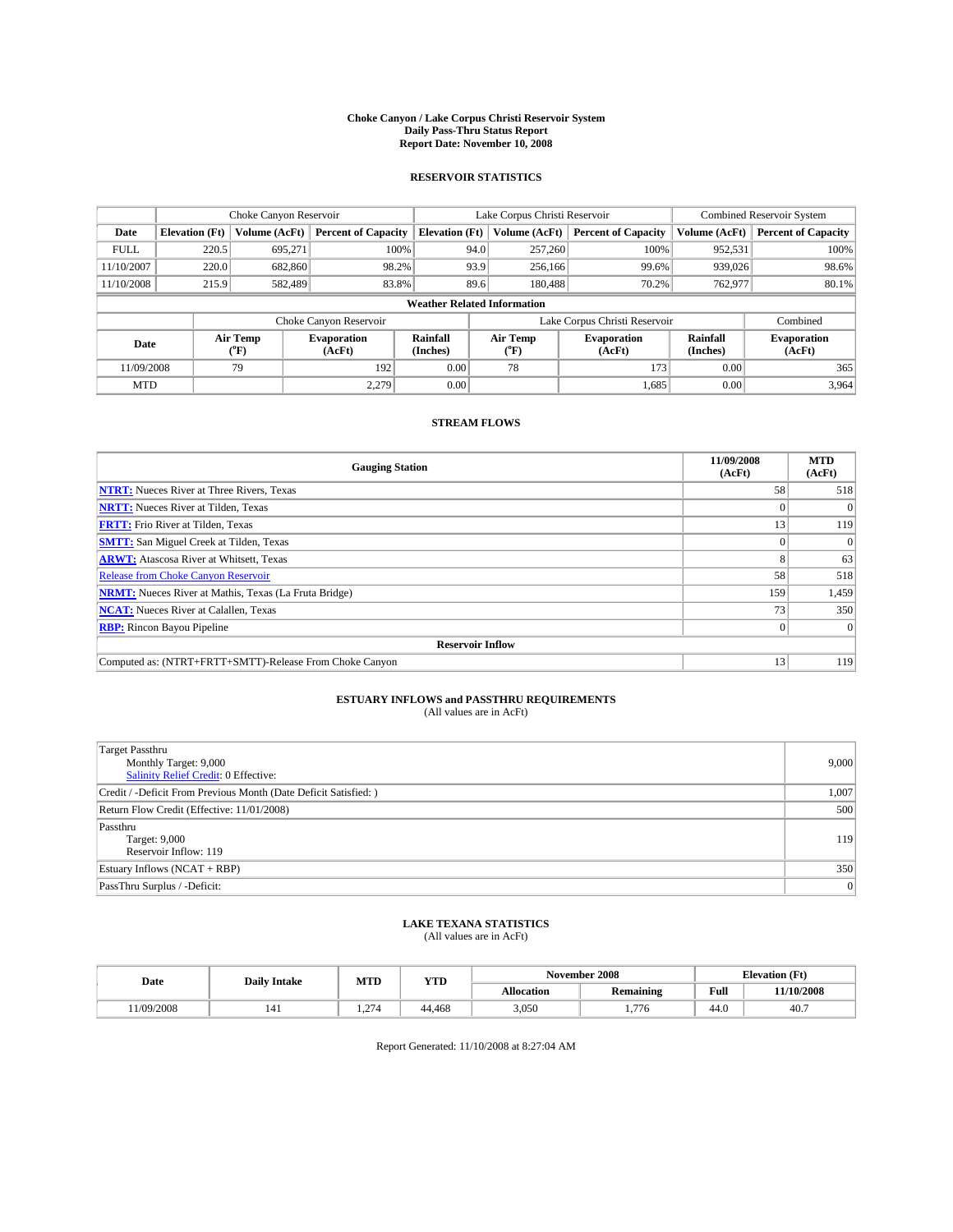**Choke Canyon / Lake Corpus Christi Reservoir System**
**Daily Pass-Thru Status Report**
**Report Date: November 10, 2008**

## RESERVOIR STATISTICS

| | Choke Canyon Reservoir | | | Lake Corpus Christi Reservoir | | | Combined Reservoir System | |
|---|---|---|---|---|---|---|---|---|
| **Date** | **Elevation (Ft)** | **Volume (AcFt)** | **Percent of Capacity** | **Elevation (Ft)** | **Volume (AcFt)** | **Percent of Capacity** | **Volume (AcFt)** | **Percent of Capacity** |
| FULL | 220.5 | 695,271 | 100% | 94.0 | 257,260 | 100% | 952,531 | 100% |
| 11/10/2007 | 220.0 | 682,860 | 98.2% | 93.9 | 256,166 | 99.6% | 939,026 | 98.6% |
| 11/10/2008 | 215.9 | 582,489 | 83.8% | 89.6 | 180,488 | 70.2% | 762,977 | 80.1% |

**Weather Related Information**

| | Choke Canyon Reservoir | | | Lake Corpus Christi Reservoir | | | Combined |
|---|---|---|---|---|---|---|---|
| **Date** | **Air Temp (°F)** | **Evaporation (AcFt)** | **Rainfall (Inches)** | **Air Temp (°F)** | **Evaporation (AcFt)** | **Rainfall (Inches)** | **Evaporation (AcFt)** |
| 11/09/2008 | 79 | 192 | 0.00 | 78 | 173 | 0.00 | 365 |
| MTD | | 2,279 | 0.00 | | 1,685 | 0.00 | 3,964 |

## STREAM FLOWS

| Gauging Station | 11/09/2008 (AcFt) | MTD (AcFt) |
|---|---|---|
| **NTRT:** Nueces River at Three Rivers, Texas | 58 | 518 |
| **NRTT:** Nueces River at Tilden, Texas | 0 | 0 |
| **FRTT:** Frio River at Tilden, Texas | 13 | 119 |
| **SMTT:** San Miguel Creek at Tilden, Texas | 0 | 0 |
| **ARWT:** Atascosa River at Whitsett, Texas | 8 | 63 |
| Release from Choke Canyon Reservoir | 58 | 518 |
| **NRMT:** Nueces River at Mathis, Texas (La Fruta Bridge) | 159 | 1,459 |
| **NCAT:** Nueces River at Calallen, Texas | 73 | 350 |
| **RBP:** Rincon Bayou Pipeline | 0 | 0 |
| **Reservoir Inflow** | | |
| Computed as: (NTRT+FRTT+SMTT)-Release From Choke Canyon | 13 | 119 |

## ESTUARY INFLOWS and PASSTHRU REQUIREMENTS

(All values are in AcFt)

| | |
|---|---|
| Target Passthru<br>Monthly Target: 9,000<br>Salinity Relief Credit: 0 Effective: | 9,000 |
| Credit / -Deficit From Previous Month (Date Deficit Satisfied: ) | 1,007 |
| Return Flow Credit (Effective: 11/01/2008) | 500 |
| Passthru<br>Target: 9,000<br>Reservoir Inflow: 119 | 119 |
| Estuary Inflows (NCAT + RBP) | 350 |
| PassThru Surplus / -Deficit: | 0 |

## LAKE TEXANA STATISTICS

(All values are in AcFt)

| Date | Daily Intake | MTD | YTD | November 2008 | | Elevation (Ft) | |
|---|---|---|---|---|---|---|---|
| | | | | **Allocation** | **Remaining** | **Full** | **11/10/2008** |
| 11/09/2008 | 141 | 1,274 | 44,468 | 3,050 | 1,776 | 44.0 | 40.7 |

Report Generated: 11/10/2008 at 8:27:04 AM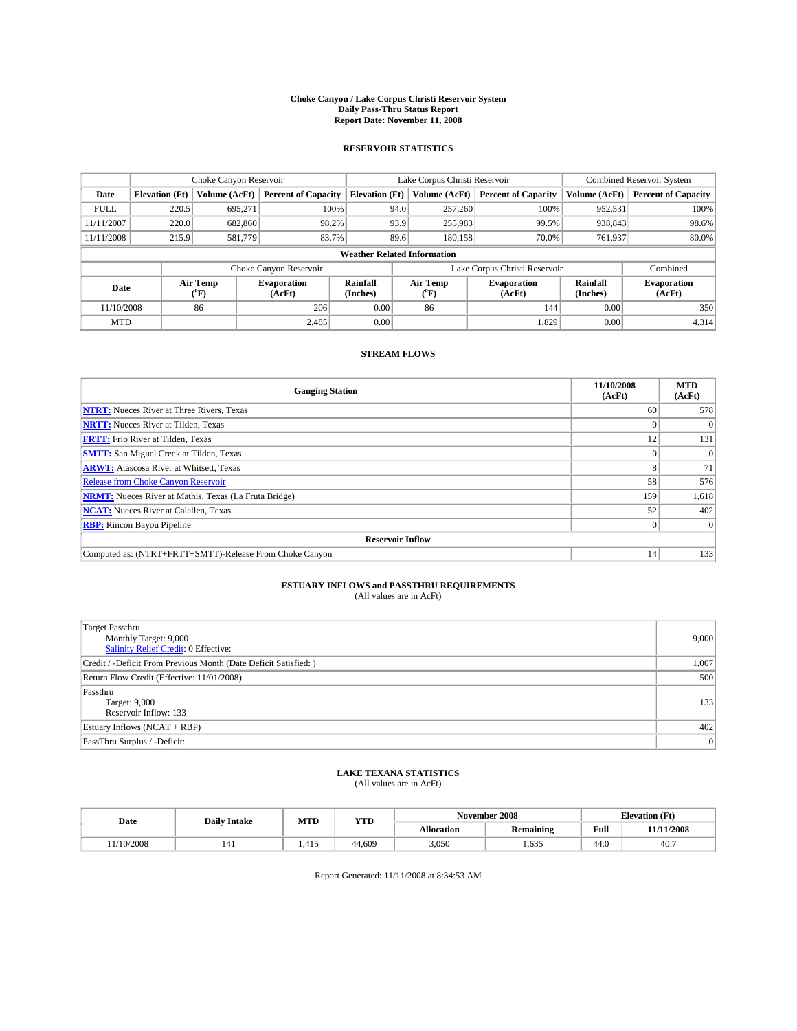# Choke Canyon / Lake Corpus Christi Reservoir System
## Daily Pass-Thru Status Report
## Report Date: November 11, 2008

### RESERVOIR STATISTICS

| | Choke Canyon Reservoir | | | Lake Corpus Christi Reservoir | | | Combined Reservoir System | |
|---|---|---|---|---|---|---|---|---|
| Date | Elevation (Ft) | Volume (AcFt) | Percent of Capacity | Elevation (Ft) | Volume (AcFt) | Percent of Capacity | Volume (AcFt) | Percent of Capacity |
| FULL | 220.5 | 695,271 | 100% | 94.0 | 257,260 | 100% | 952,531 | 100% |
| 11/11/2007 | 220.0 | 682,860 | 98.2% | 93.9 | 255,983 | 99.5% | 938,843 | 98.6% |
| 11/11/2008 | 215.9 | 581,779 | 83.7% | 89.6 | 180,158 | 70.0% | 761,937 | 80.0% |

**Weather Related Information**

| | Choke Canyon Reservoir | | | Lake Corpus Christi Reservoir | | | Combined |
|---|---|---|---|---|---|---|---|
| Date | Air Temp (°F) | Evaporation (AcFt) | Rainfall (Inches) | Air Temp (°F) | Evaporation (AcFt) | Rainfall (Inches) | Evaporation (AcFt) |
| 11/10/2008 | 86 | 206 | 0.00 | 86 | 144 | 0.00 | 350 |
| MTD | | 2,485 | 0.00 | | 1,829 | 0.00 | 4,314 |

### STREAM FLOWS

| Gauging Station | 11/10/2008 (AcFt) | MTD (AcFt) |
|---|---|---|
| **NTRT:** Nueces River at Three Rivers, Texas | 60 | 578 |
| **NRTT:** Nueces River at Tilden, Texas | 0 | 0 |
| **FRTT:** Frio River at Tilden, Texas | 12 | 131 |
| **SMTT:** San Miguel Creek at Tilden, Texas | 0 | 0 |
| **ARWT:** Atascosa River at Whitsett, Texas | 8 | 71 |
| Release from Choke Canyon Reservoir | 58 | 576 |
| **NRMT:** Nueces River at Mathis, Texas (La Fruta Bridge) | 159 | 1,618 |
| **NCAT:** Nueces River at Calallen, Texas | 52 | 402 |
| **RBP:** Rincon Bayou Pipeline | 0 | 0 |
| **Reservoir Inflow** | | |
| Computed as: (NTRT+FRTT+SMTT)-Release From Choke Canyon | 14 | 133 |

### ESTUARY INFLOWS and PASSTHRU REQUIREMENTS
(All values are in AcFt)

| | |
|---|---|
| Target Passthru<br>Monthly Target: 9,000<br>Salinity Relief Credit: 0 Effective: | 9,000 |
| Credit / -Deficit From Previous Month (Date Deficit Satisfied: ) | 1,007 |
| Return Flow Credit (Effective: 11/01/2008) | 500 |
| Passthru<br>Target: 9,000<br>Reservoir Inflow: 133 | 133 |
| Estuary Inflows (NCAT + RBP) | 402 |
| PassThru Surplus / -Deficit: | 0 |

### LAKE TEXANA STATISTICS
(All values are in AcFt)

| Date | Daily Intake | MTD | YTD | November 2008 | | Elevation (Ft) | |
|---|---|---|---|---|---|---|---|
| | | | | Allocation | Remaining | Full | 11/11/2008 |
| 11/10/2008 | 141 | 1,415 | 44,609 | 3,050 | 1,635 | 44.0 | 40.7 |

Report Generated: 11/11/2008 at 8:34:53 AM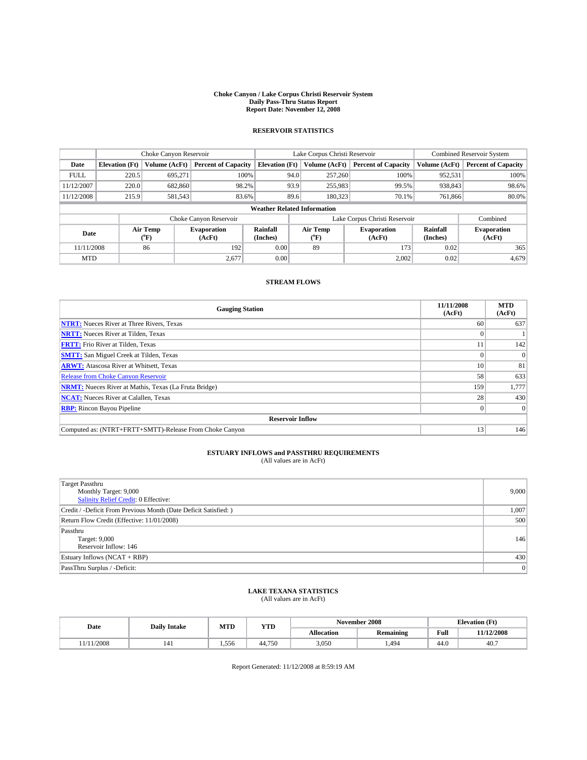# Choke Canyon / Lake Corpus Christi Reservoir System
## Daily Pass-Thru Status Report
## Report Date: November 12, 2008

### RESERVOIR STATISTICS

| | Choke Canyon Reservoir | | | Lake Corpus Christi Reservoir | | | Combined Reservoir System | |
|---|---|---|---|---|---|---|---|---|
| Date | Elevation (Ft) | Volume (AcFt) | Percent of Capacity | Elevation (Ft) | Volume (AcFt) | Percent of Capacity | Volume (AcFt) | Percent of Capacity |
| FULL | 220.5 | 695,271 | 100% | 94.0 | 257,260 | 100% | 952,531 | 100% |
| 11/12/2007 | 220.0 | 682,860 | 98.2% | 93.9 | 255,983 | 99.5% | 938,843 | 98.6% |
| 11/12/2008 | 215.9 | 581,543 | 83.6% | 89.6 | 180,323 | 70.1% | 761,866 | 80.0% |

**Weather Related Information**

| | Choke Canyon Reservoir | | | Lake Corpus Christi Reservoir | | | Combined |
|---|---|---|---|---|---|---|---|
| Date | Air Temp (°F) | Evaporation (AcFt) | Rainfall (Inches) | Air Temp (°F) | Evaporation (AcFt) | Rainfall (Inches) | Evaporation (AcFt) |
| 11/11/2008 | 86 | 192 | 0.00 | 89 | 173 | 0.02 | 365 |
| MTD | | 2,677 | 0.00 | | 2,002 | 0.02 | 4,679 |

### STREAM FLOWS

| Gauging Station | 11/11/2008 (AcFt) | MTD (AcFt) |
|---|---|---|
| NTRT: Nueces River at Three Rivers, Texas | 60 | 637 |
| NRTT: Nueces River at Tilden, Texas | 0 | 1 |
| FRTT: Frio River at Tilden, Texas | 11 | 142 |
| SMTT: San Miguel Creek at Tilden, Texas | 0 | 0 |
| ARWT: Atascosa River at Whitsett, Texas | 10 | 81 |
| Release from Choke Canyon Reservoir | 58 | 633 |
| NRMT: Nueces River at Mathis, Texas (La Fruta Bridge) | 159 | 1,777 |
| NCAT: Nueces River at Calallen, Texas | 28 | 430 |
| RBP: Rincon Bayou Pipeline | 0 | 0 |
| **Reservoir Inflow** | | |
| Computed as: (NTRT+FRTT+SMTT)-Release From Choke Canyon | 13 | 146 |

### ESTUARY INFLOWS and PASSTHRU REQUIREMENTS
(All values are in AcFt)

| | |
|---|---|
| Target Passthru<br>Monthly Target: 9,000<br>Salinity Relief Credit: 0 Effective: | 9,000 |
| Credit / -Deficit From Previous Month (Date Deficit Satisfied: ) | 1,007 |
| Return Flow Credit (Effective: 11/01/2008) | 500 |
| Passthru<br>Target: 9,000<br>Reservoir Inflow: 146 | 146 |
| Estuary Inflows (NCAT + RBP) | 430 |
| PassThru Surplus / -Deficit: | 0 |

### LAKE TEXANA STATISTICS
(All values are in AcFt)

| Date | Daily Intake | MTD | YTD | November 2008 | | Elevation (Ft) | |
|---|---|---|---|---|---|---|---|
| | | | | Allocation | Remaining | Full | 11/12/2008 |
| 11/11/2008 | 141 | 1,556 | 44,750 | 3,050 | 1,494 | 44.0 | 40.7 |

Report Generated: 11/12/2008 at 8:59:19 AM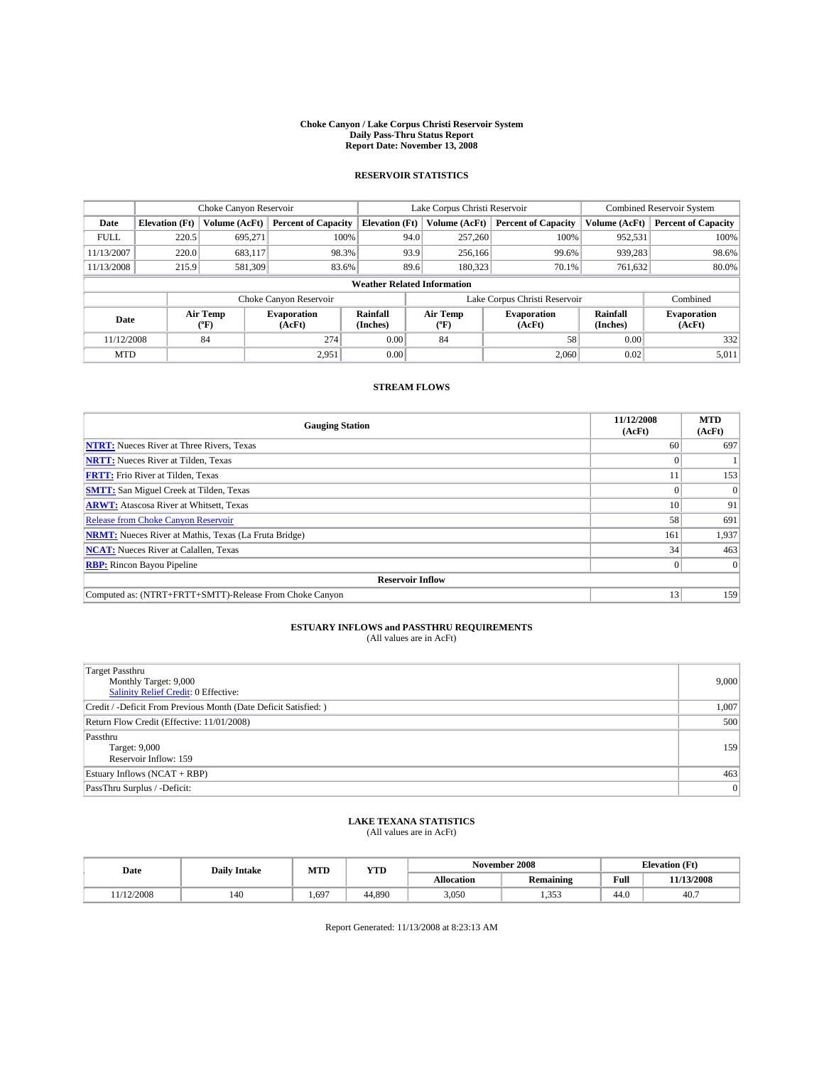**Choke Canyon / Lake Corpus Christi Reservoir System**
**Daily Pass-Thru Status Report**
**Report Date: November 13, 2008**

## RESERVOIR STATISTICS

| | Choke Canyon Reservoir | | | Lake Corpus Christi Reservoir | | | Combined Reservoir System | |
|---|---|---|---|---|---|---|---|---|
| Date | Elevation (Ft) | Volume (AcFt) | Percent of Capacity | Elevation (Ft) | Volume (AcFt) | Percent of Capacity | Volume (AcFt) | Percent of Capacity |
| FULL | 220.5 | 695,271 | 100% | 94.0 | 257,260 | 100% | 952,531 | 100% |
| 11/13/2007 | 220.0 | 683,117 | 98.3% | 93.9 | 256,166 | 99.6% | 939,283 | 98.6% |
| 11/13/2008 | 215.9 | 581,309 | 83.6% | 89.6 | 180,323 | 70.1% | 761,632 | 80.0% |

**Weather Related Information**

| | Choke Canyon Reservoir | | | Lake Corpus Christi Reservoir | | | Combined |
|---|---|---|---|---|---|---|---|
| Date | Air Temp (ºF) | Evaporation (AcFt) | Rainfall (Inches) | Air Temp (ºF) | Evaporation (AcFt) | Rainfall (Inches) | Evaporation (AcFt) |
| 11/12/2008 | 84 | 274 | 0.00 | 84 | 58 | 0.00 | 332 |
| MTD | | 2,951 | 0.00 | | 2,060 | 0.02 | 5,011 |

## STREAM FLOWS

| Gauging Station | 11/12/2008 (AcFt) | MTD (AcFt) |
|---|---|---|
| **NTRT:** Nueces River at Three Rivers, Texas | 60 | 697 |
| **NRTT:** Nueces River at Tilden, Texas | 0 | 1 |
| **FRTT:** Frio River at Tilden, Texas | 11 | 153 |
| **SMTT:** San Miguel Creek at Tilden, Texas | 0 | 0 |
| **ARWT:** Atascosa River at Whitsett, Texas | 10 | 91 |
| Release from Choke Canyon Reservoir | 58 | 691 |
| **NRMT:** Nueces River at Mathis, Texas (La Fruta Bridge) | 161 | 1,937 |
| **NCAT:** Nueces River at Calallen, Texas | 34 | 463 |
| **RBP:** Rincon Bayou Pipeline | 0 | 0 |
| **Reservoir Inflow** | | |
| Computed as: (NTRT+FRTT+SMTT)-Release From Choke Canyon | 13 | 159 |

## ESTUARY INFLOWS and PASSTHRU REQUIREMENTS
(All values are in AcFt)

| | |
|---|---|
| Target Passthru<br>Monthly Target: 9,000<br>Salinity Relief Credit: 0 Effective: | 9,000 |
| Credit / -Deficit From Previous Month (Date Deficit Satisfied: ) | 1,007 |
| Return Flow Credit (Effective: 11/01/2008) | 500 |
| Passthru<br>Target: 9,000<br>Reservoir Inflow: 159 | 159 |
| Estuary Inflows (NCAT + RBP) | 463 |
| PassThru Surplus / -Deficit: | 0 |

## LAKE TEXANA STATISTICS
(All values are in AcFt)

| Date | Daily Intake | MTD | YTD | November 2008 | | Elevation (Ft) | |
|---|---|---|---|---|---|---|---|
| | | | | Allocation | Remaining | Full | 11/13/2008 |
| 11/12/2008 | 140 | 1,697 | 44,890 | 3,050 | 1,353 | 44.0 | 40.7 |

Report Generated: 11/13/2008 at 8:23:13 AM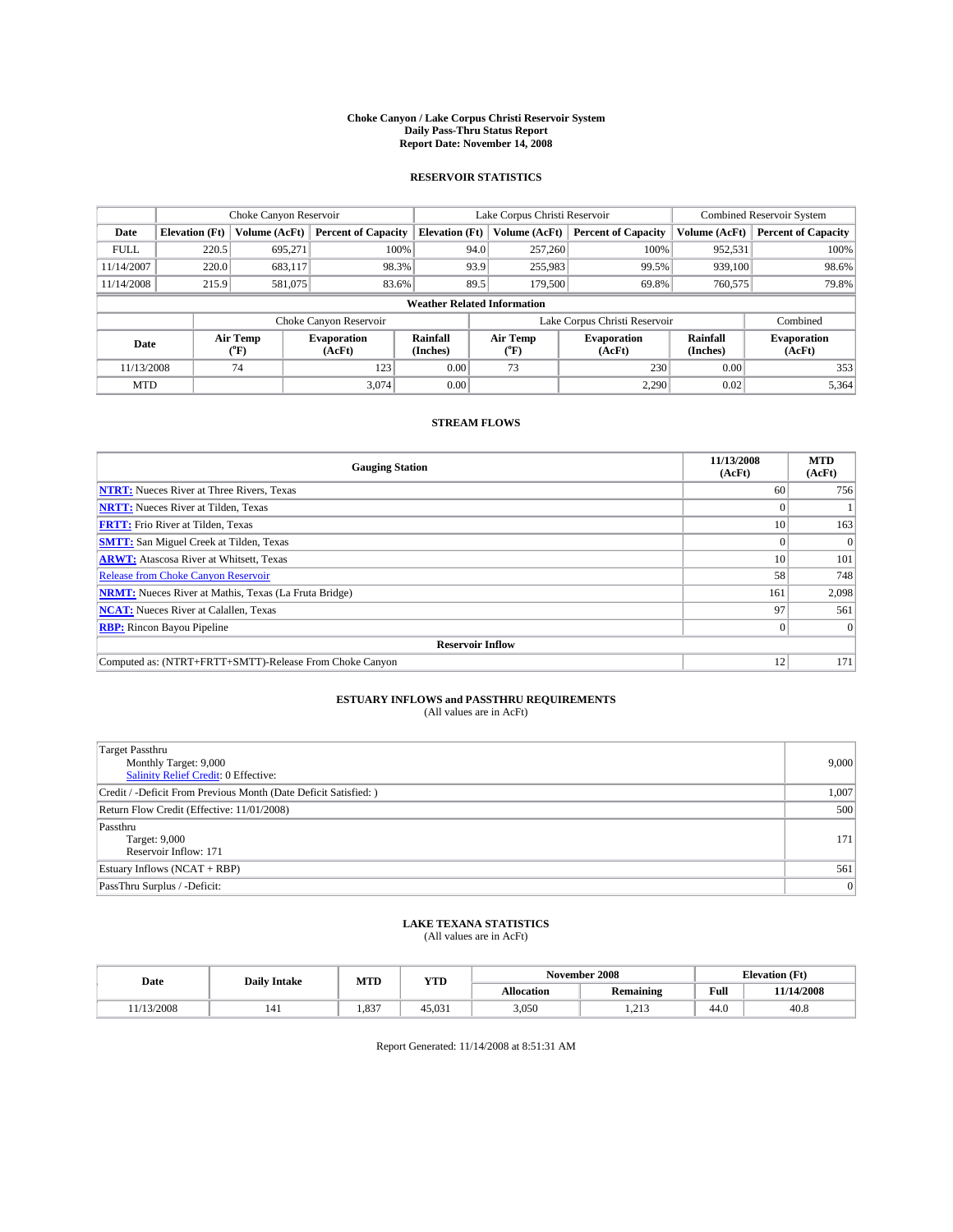**Choke Canyon / Lake Corpus Christi Reservoir System**
**Daily Pass-Thru Status Report**
**Report Date: November 14, 2008**

## RESERVOIR STATISTICS

| | Choke Canyon Reservoir | | | Lake Corpus Christi Reservoir | | | Combined Reservoir System | |
|---|---|---|---|---|---|---|---|---|
| Date | Elevation (Ft) | Volume (AcFt) | Percent of Capacity | Elevation (Ft) | Volume (AcFt) | Percent of Capacity | Volume (AcFt) | Percent of Capacity |
| FULL | 220.5 | 695,271 | 100% | 94.0 | 257,260 | 100% | 952,531 | 100% |
| 11/14/2007 | 220.0 | 683,117 | 98.3% | 93.9 | 255,983 | 99.5% | 939,100 | 98.6% |
| 11/14/2008 | 215.9 | 581,075 | 83.6% | 89.5 | 179,500 | 69.8% | 760,575 | 79.8% |

**Weather Related Information**

| | Choke Canyon Reservoir | | | Lake Corpus Christi Reservoir | | | Combined |
|---|---|---|---|---|---|---|---|
| Date | Air Temp (°F) | Evaporation (AcFt) | Rainfall (Inches) | Air Temp (°F) | Evaporation (AcFt) | Rainfall (Inches) | Evaporation (AcFt) |
| 11/13/2008 | 74 | 123 | 0.00 | 73 | 230 | 0.00 | 353 |
| MTD | | 3,074 | 0.00 | | 2,290 | 0.02 | 5,364 |

## STREAM FLOWS

| Gauging Station | 11/13/2008 (AcFt) | MTD (AcFt) |
|---|---|---|
| **NTRT:** Nueces River at Three Rivers, Texas | 60 | 756 |
| **NRTT:** Nueces River at Tilden, Texas | 0 | 1 |
| **FRTT:** Frio River at Tilden, Texas | 10 | 163 |
| **SMTT:** San Miguel Creek at Tilden, Texas | 0 | 0 |
| **ARWT:** Atascosa River at Whitsett, Texas | 10 | 101 |
| Release from Choke Canyon Reservoir | 58 | 748 |
| **NRMT:** Nueces River at Mathis, Texas (La Fruta Bridge) | 161 | 2,098 |
| **NCAT:** Nueces River at Calallen, Texas | 97 | 561 |
| **RBP:** Rincon Bayou Pipeline | 0 | 0 |
| **Reservoir Inflow** | | |
| Computed as: (NTRT+FRTT+SMTT)-Release From Choke Canyon | 12 | 171 |

## ESTUARY INFLOWS and PASSTHRU REQUIREMENTS

(All values are in AcFt)

| | |
|---|---|
| Target Passthru<br>Monthly Target: 9,000<br>Salinity Relief Credit: 0 Effective: | 9,000 |
| Credit / -Deficit From Previous Month (Date Deficit Satisfied: ) | 1,007 |
| Return Flow Credit (Effective: 11/01/2008) | 500 |
| Passthru<br>Target: 9,000<br>Reservoir Inflow: 171 | 171 |
| Estuary Inflows (NCAT + RBP) | 561 |
| PassThru Surplus / -Deficit: | 0 |

## LAKE TEXANA STATISTICS

(All values are in AcFt)

| Date | Daily Intake | MTD | YTD | November 2008 | | Elevation (Ft) | |
|---|---|---|---|---|---|---|---|
| | | | | Allocation | Remaining | Full | 11/14/2008 |
| 11/13/2008 | 141 | 1,837 | 45,031 | 3,050 | 1,213 | 44.0 | 40.8 |

Report Generated: 11/14/2008 at 8:51:31 AM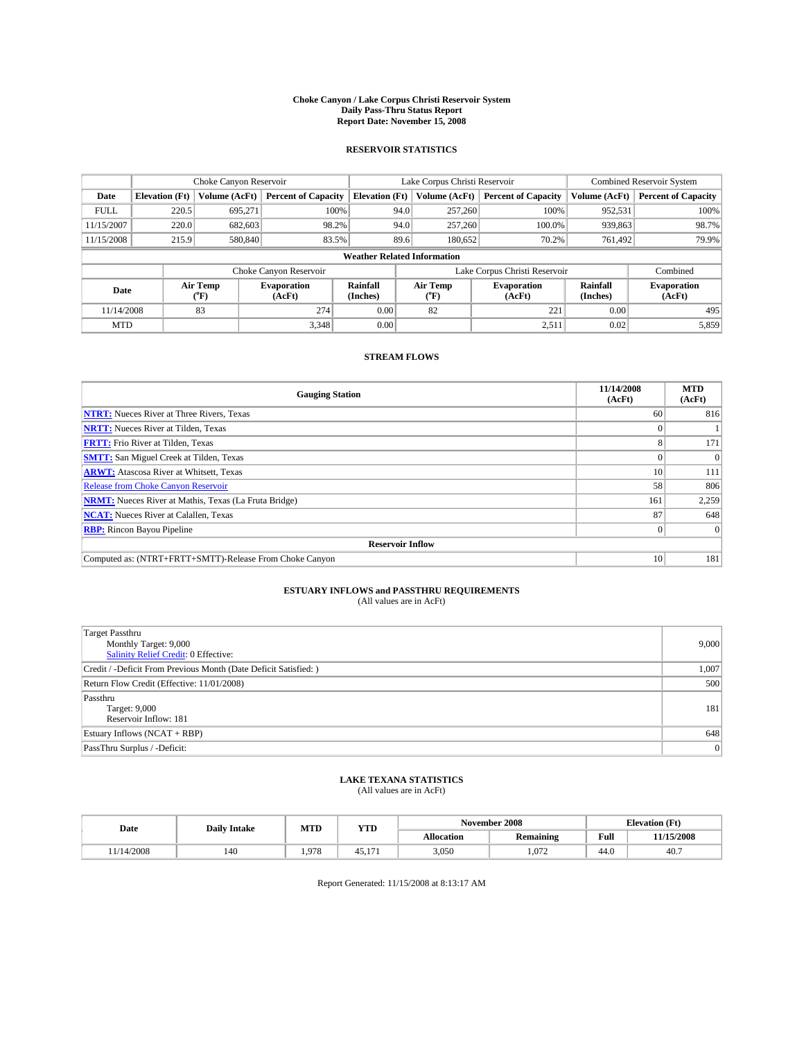# Choke Canyon / Lake Corpus Christi Reservoir System
## Daily Pass-Thru Status Report
## Report Date: November 15, 2008

### RESERVOIR STATISTICS

| | Choke Canyon Reservoir | | | Lake Corpus Christi Reservoir | | | Combined Reservoir System | |
|---|---|---|---|---|---|---|---|---|
| Date | Elevation (Ft) | Volume (AcFt) | Percent of Capacity | Elevation (Ft) | Volume (AcFt) | Percent of Capacity | Volume (AcFt) | Percent of Capacity |
| FULL | 220.5 | 695,271 | 100% | 94.0 | 257,260 | 100% | 952,531 | 100% |
| 11/15/2007 | 220.0 | 682,603 | 98.2% | 94.0 | 257,260 | 100.0% | 939,863 | 98.7% |
| 11/15/2008 | 215.9 | 580,840 | 83.5% | 89.6 | 180,652 | 70.2% | 761,492 | 79.9% |

**Weather Related Information**

| | Choke Canyon Reservoir | | | Lake Corpus Christi Reservoir | | | Combined |
|---|---|---|---|---|---|---|---|
| Date | Air Temp (°F) | Evaporation (AcFt) | Rainfall (Inches) | Air Temp (°F) | Evaporation (AcFt) | Rainfall (Inches) | Evaporation (AcFt) |
| 11/14/2008 | 83 | 274 | 0.00 | 82 | 221 | 0.00 | 495 |
| MTD | | 3,348 | 0.00 | | 2,511 | 0.02 | 5,859 |

### STREAM FLOWS

| Gauging Station | 11/14/2008 (AcFt) | MTD (AcFt) |
|---|---|---|
| **NTRT:** Nueces River at Three Rivers, Texas | 60 | 816 |
| **NRTT:** Nueces River at Tilden, Texas | 0 | 1 |
| **FRTT:** Frio River at Tilden, Texas | 8 | 171 |
| **SMTT:** San Miguel Creek at Tilden, Texas | 0 | 0 |
| **ARWT:** Atascosa River at Whitsett, Texas | 10 | 111 |
| Release from Choke Canyon Reservoir | 58 | 806 |
| **NRMT:** Nueces River at Mathis, Texas (La Fruta Bridge) | 161 | 2,259 |
| **NCAT:** Nueces River at Calallen, Texas | 87 | 648 |
| **RBP:** Rincon Bayou Pipeline | 0 | 0 |
| **Reservoir Inflow** | | |
| Computed as: (NTRT+FRTT+SMTT)-Release From Choke Canyon | 10 | 181 |

### ESTUARY INFLOWS and PASSTHRU REQUIREMENTS
(All values are in AcFt)

| | |
|---|---|
| Target Passthru<br>Monthly Target: 9,000<br>Salinity Relief Credit: 0 Effective: | 9,000 |
| Credit / -Deficit From Previous Month (Date Deficit Satisfied: ) | 1,007 |
| Return Flow Credit (Effective: 11/01/2008) | 500 |
| Passthru<br>Target: 9,000<br>Reservoir Inflow: 181 | 181 |
| Estuary Inflows (NCAT + RBP) | 648 |
| PassThru Surplus / -Deficit: | 0 |

### LAKE TEXANA STATISTICS
(All values are in AcFt)

| Date | Daily Intake | MTD | YTD | November 2008 | | Elevation (Ft) | |
|---|---|---|---|---|---|---|---|
| | | | | Allocation | Remaining | Full | 11/15/2008 |
| 11/14/2008 | 140 | 1,978 | 45,171 | 3,050 | 1,072 | 44.0 | 40.7 |

Report Generated: 11/15/2008 at 8:13:17 AM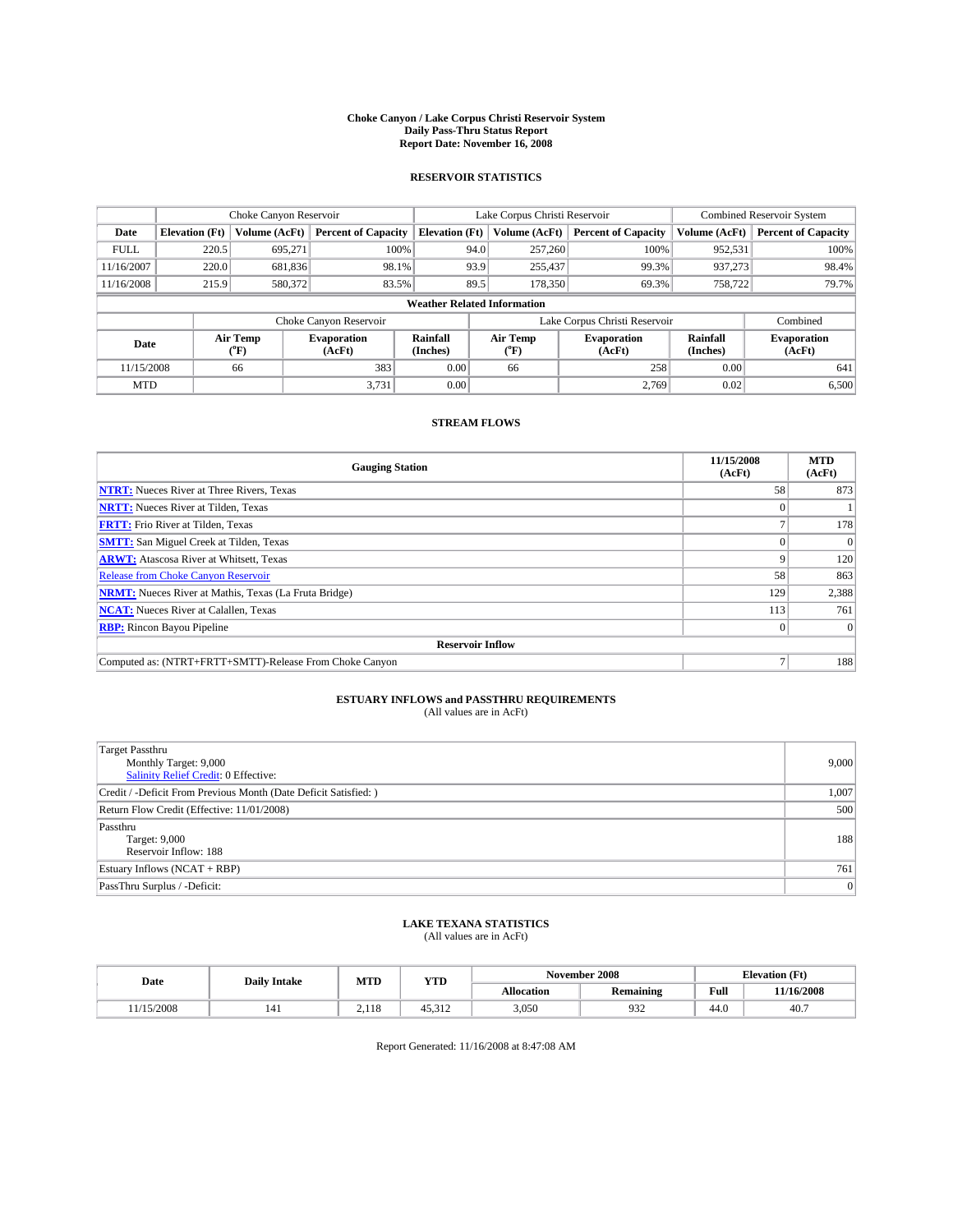**Choke Canyon / Lake Corpus Christi Reservoir System**
**Daily Pass-Thru Status Report**
**Report Date: November 16, 2008**

## RESERVOIR STATISTICS

| | Choke Canyon Reservoir | | | Lake Corpus Christi Reservoir | | | Combined Reservoir System | |
|---|---|---|---|---|---|---|---|---|
| **Date** | **Elevation (Ft)** | **Volume (AcFt)** | **Percent of Capacity** | **Elevation (Ft)** | **Volume (AcFt)** | **Percent of Capacity** | **Volume (AcFt)** | **Percent of Capacity** |
| FULL | 220.5 | 695,271 | 100% | 94.0 | 257,260 | 100% | 952,531 | 100% |
| 11/16/2007 | 220.0 | 681,836 | 98.1% | 93.9 | 255,437 | 99.3% | 937,273 | 98.4% |
| 11/16/2008 | 215.9 | 580,372 | 83.5% | 89.5 | 178,350 | 69.3% | 758,722 | 79.7% |

**Weather Related Information**

| | Choke Canyon Reservoir | | | Lake Corpus Christi Reservoir | | | Combined |
|---|---|---|---|---|---|---|---|
| **Date** | **Air Temp (°F)** | **Evaporation (AcFt)** | **Rainfall (Inches)** | **Air Temp (°F)** | **Evaporation (AcFt)** | **Rainfall (Inches)** | **Evaporation (AcFt)** |
| 11/15/2008 | 66 | 383 | 0.00 | 66 | 258 | 0.00 | 641 |
| MTD | | 3,731 | 0.00 | | 2,769 | 0.02 | 6,500 |

## STREAM FLOWS

| Gauging Station | 11/15/2008 (AcFt) | MTD (AcFt) |
|---|---|---|
| **NTRT:** Nueces River at Three Rivers, Texas | 58 | 873 |
| **NRTT:** Nueces River at Tilden, Texas | 0 | 1 |
| **FRTT:** Frio River at Tilden, Texas | 7 | 178 |
| **SMTT:** San Miguel Creek at Tilden, Texas | 0 | 0 |
| **ARWT:** Atascosa River at Whitsett, Texas | 9 | 120 |
| Release from Choke Canyon Reservoir | 58 | 863 |
| **NRMT:** Nueces River at Mathis, Texas (La Fruta Bridge) | 129 | 2,388 |
| **NCAT:** Nueces River at Calallen, Texas | 113 | 761 |
| **RBP:** Rincon Bayou Pipeline | 0 | 0 |
| **Reservoir Inflow** | | |
| Computed as: (NTRT+FRTT+SMTT)-Release From Choke Canyon | 7 | 188 |

## ESTUARY INFLOWS and PASSTHRU REQUIREMENTS

(All values are in AcFt)

| | |
|---|---|
| Target Passthru<br>Monthly Target: 9,000<br>Salinity Relief Credit: 0 Effective: | 9,000 |
| Credit / -Deficit From Previous Month (Date Deficit Satisfied: ) | 1,007 |
| Return Flow Credit (Effective: 11/01/2008) | 500 |
| Passthru<br>Target: 9,000<br>Reservoir Inflow: 188 | 188 |
| Estuary Inflows (NCAT + RBP) | 761 |
| PassThru Surplus / -Deficit: | 0 |

## LAKE TEXANA STATISTICS

(All values are in AcFt)

| Date | Daily Intake | MTD | YTD | November 2008 | | Elevation (Ft) | |
|---|---|---|---|---|---|---|---|
| | | | | **Allocation** | **Remaining** | **Full** | **11/16/2008** |
| 11/15/2008 | 141 | 2,118 | 45,312 | 3,050 | 932 | 44.0 | 40.7 |

Report Generated: 11/16/2008 at 8:47:08 AM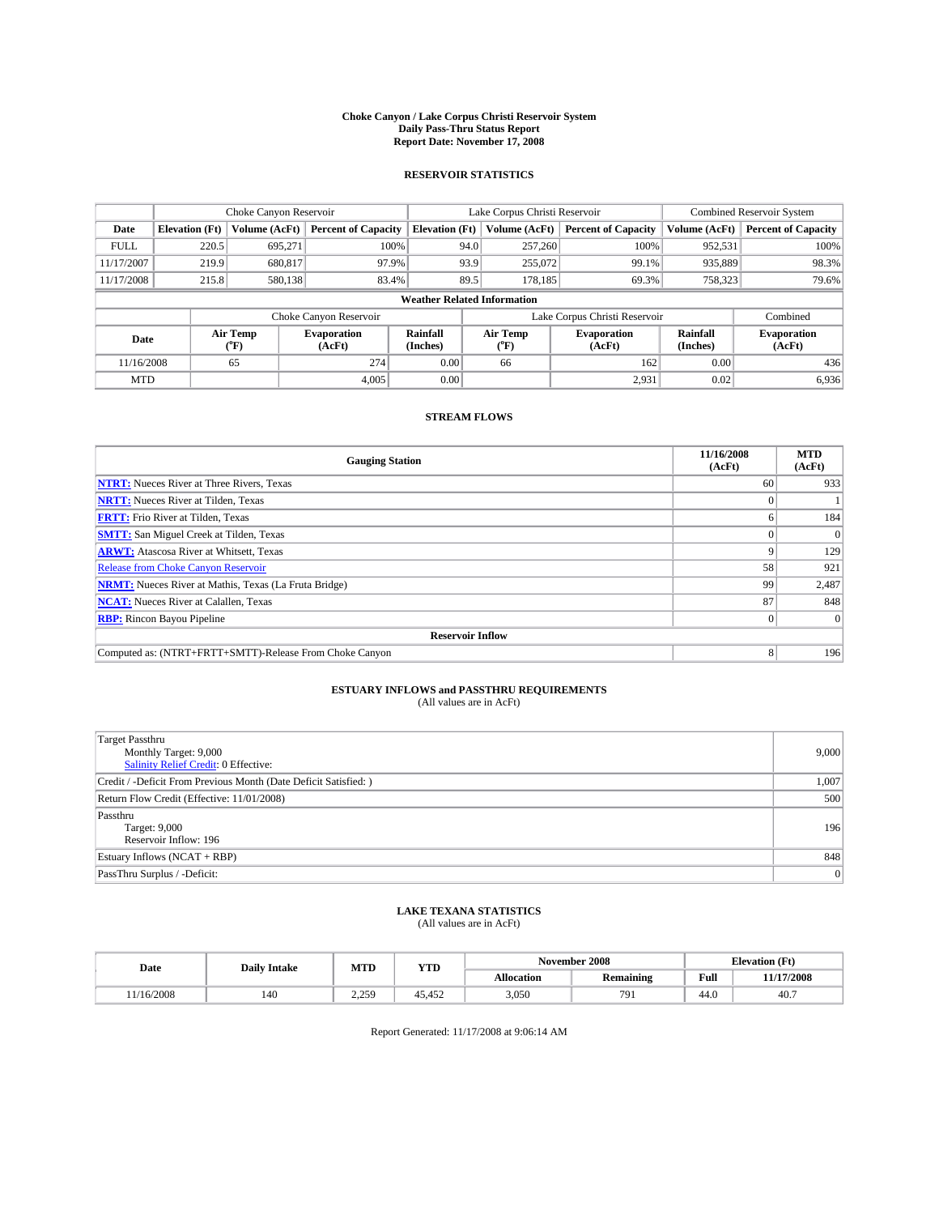**Choke Canyon / Lake Corpus Christi Reservoir System**
**Daily Pass-Thru Status Report**
**Report Date: November 17, 2008**

### RESERVOIR STATISTICS

| | Choke Canyon Reservoir | | | Lake Corpus Christi Reservoir | | | Combined Reservoir System | |
|---|---|---|---|---|---|---|---|---|
| **Date** | **Elevation (Ft)** | **Volume (AcFt)** | **Percent of Capacity** | **Elevation (Ft)** | **Volume (AcFt)** | **Percent of Capacity** | **Volume (AcFt)** | **Percent of Capacity** |
| FULL | 220.5 | 695,271 | 100% | 94.0 | 257,260 | 100% | 952,531 | 100% |
| 11/17/2007 | 219.9 | 680,817 | 97.9% | 93.9 | 255,072 | 99.1% | 935,889 | 98.3% |
| 11/17/2008 | 215.8 | 580,138 | 83.4% | 89.5 | 178,185 | 69.3% | 758,323 | 79.6% |

**Weather Related Information**

| | Choke Canyon Reservoir | | | Lake Corpus Christi Reservoir | | | Combined |
|---|---|---|---|---|---|---|---|
| **Date** | **Air Temp (°F)** | **Evaporation (AcFt)** | **Rainfall (Inches)** | **Air Temp (°F)** | **Evaporation (AcFt)** | **Rainfall (Inches)** | **Evaporation (AcFt)** |
| 11/16/2008 | 65 | 274 | 0.00 | 66 | 162 | 0.00 | 436 |
| MTD | | 4,005 | 0.00 | | 2,931 | 0.02 | 6,936 |

### STREAM FLOWS

| Gauging Station | 11/16/2008 (AcFt) | MTD (AcFt) |
|---|---|---|
| **NTRT:** Nueces River at Three Rivers, Texas | 60 | 933 |
| **NRTT:** Nueces River at Tilden, Texas | 0 | 1 |
| **FRTT:** Frio River at Tilden, Texas | 6 | 184 |
| **SMTT:** San Miguel Creek at Tilden, Texas | 0 | 0 |
| **ARWT:** Atascosa River at Whitsett, Texas | 9 | 129 |
| Release from Choke Canyon Reservoir | 58 | 921 |
| **NRMT:** Nueces River at Mathis, Texas (La Fruta Bridge) | 99 | 2,487 |
| **NCAT:** Nueces River at Calallen, Texas | 87 | 848 |
| **RBP:** Rincon Bayou Pipeline | 0 | 0 |
| **Reservoir Inflow** | | |
| Computed as: (NTRT+FRTT+SMTT)-Release From Choke Canyon | 8 | 196 |

### ESTUARY INFLOWS and PASSTHRU REQUIREMENTS
(All values are in AcFt)

| | |
|---|---|
| Target Passthru<br>Monthly Target: 9,000<br>Salinity Relief Credit: 0 Effective: | 9,000 |
| Credit / -Deficit From Previous Month (Date Deficit Satisfied: ) | 1,007 |
| Return Flow Credit (Effective: 11/01/2008) | 500 |
| Passthru<br>Target: 9,000<br>Reservoir Inflow: 196 | 196 |
| Estuary Inflows (NCAT + RBP) | 848 |
| PassThru Surplus / -Deficit: | 0 |

### LAKE TEXANA STATISTICS
(All values are in AcFt)

| Date | Daily Intake | MTD | YTD | November 2008 | | Elevation (Ft) | |
|---|---|---|---|---|---|---|---|
| | | | | **Allocation** | **Remaining** | **Full** | **11/17/2008** |
| 11/16/2008 | 140 | 2,259 | 45,452 | 3,050 | 791 | 44.0 | 40.7 |

Report Generated: 11/17/2008 at 9:06:14 AM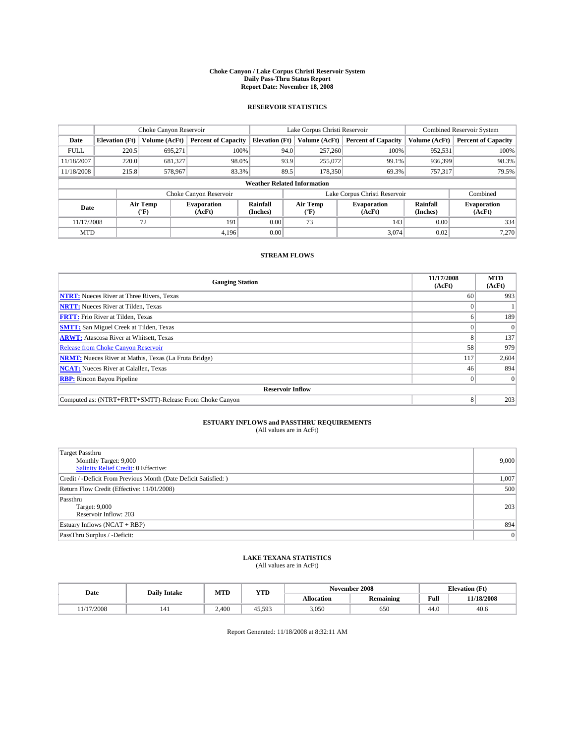**Choke Canyon / Lake Corpus Christi Reservoir System**
**Daily Pass-Thru Status Report**
**Report Date: November 18, 2008**

## RESERVOIR STATISTICS

| | Choke Canyon Reservoir | | | Lake Corpus Christi Reservoir | | | Combined Reservoir System | |
|---|---|---|---|---|---|---|---|---|
| **Date** | **Elevation (Ft)** | **Volume (AcFt)** | **Percent of Capacity** | **Elevation (Ft)** | **Volume (AcFt)** | **Percent of Capacity** | **Volume (AcFt)** | **Percent of Capacity** |
| FULL | 220.5 | 695,271 | 100% | 94.0 | 257,260 | 100% | 952,531 | 100% |
| 11/18/2007 | 220.0 | 681,327 | 98.0% | 93.9 | 255,072 | 99.1% | 936,399 | 98.3% |
| 11/18/2008 | 215.8 | 578,967 | 83.3% | 89.5 | 178,350 | 69.3% | 757,317 | 79.5% |

**Weather Related Information**

| | Choke Canyon Reservoir | | | Lake Corpus Christi Reservoir | | | Combined |
|---|---|---|---|---|---|---|---|
| **Date** | **Air Temp (°F)** | **Evaporation (AcFt)** | **Rainfall (Inches)** | **Air Temp (°F)** | **Evaporation (AcFt)** | **Rainfall (Inches)** | **Evaporation (AcFt)** |
| 11/17/2008 | 72 | 191 | 0.00 | 73 | 143 | 0.00 | 334 |
| MTD | | 4,196 | 0.00 | | 3,074 | 0.02 | 7,270 |

## STREAM FLOWS

| Gauging Station | 11/17/2008 (AcFt) | MTD (AcFt) |
|---|---|---|
| **NTRT:** Nueces River at Three Rivers, Texas | 60 | 993 |
| **NRTT:** Nueces River at Tilden, Texas | 0 | 1 |
| **FRTT:** Frio River at Tilden, Texas | 6 | 189 |
| **SMTT:** San Miguel Creek at Tilden, Texas | 0 | 0 |
| **ARWT:** Atascosa River at Whitsett, Texas | 8 | 137 |
| Release from Choke Canyon Reservoir | 58 | 979 |
| **NRMT:** Nueces River at Mathis, Texas (La Fruta Bridge) | 117 | 2,604 |
| **NCAT:** Nueces River at Calallen, Texas | 46 | 894 |
| **RBP:** Rincon Bayou Pipeline | 0 | 0 |
| **Reservoir Inflow** | | |
| Computed as: (NTRT+FRTT+SMTT)-Release From Choke Canyon | 8 | 203 |

## ESTUARY INFLOWS and PASSTHRU REQUIREMENTS

(All values are in AcFt)

| | |
|---|---|
| Target Passthru<br>Monthly Target: 9,000<br>Salinity Relief Credit: 0 Effective: | 9,000 |
| Credit / -Deficit From Previous Month (Date Deficit Satisfied: ) | 1,007 |
| Return Flow Credit (Effective: 11/01/2008) | 500 |
| Passthru<br>Target: 9,000<br>Reservoir Inflow: 203 | 203 |
| Estuary Inflows (NCAT + RBP) | 894 |
| PassThru Surplus / -Deficit: | 0 |

## LAKE TEXANA STATISTICS

(All values are in AcFt)

| Date | Daily Intake | MTD | YTD | November 2008 | | Elevation (Ft) | |
|---|---|---|---|---|---|---|---|
| | | | | **Allocation** | **Remaining** | **Full** | **11/18/2008** |
| 11/17/2008 | 141 | 2,400 | 45,593 | 3,050 | 650 | 44.0 | 40.6 |

Report Generated: 11/18/2008 at 8:32:11 AM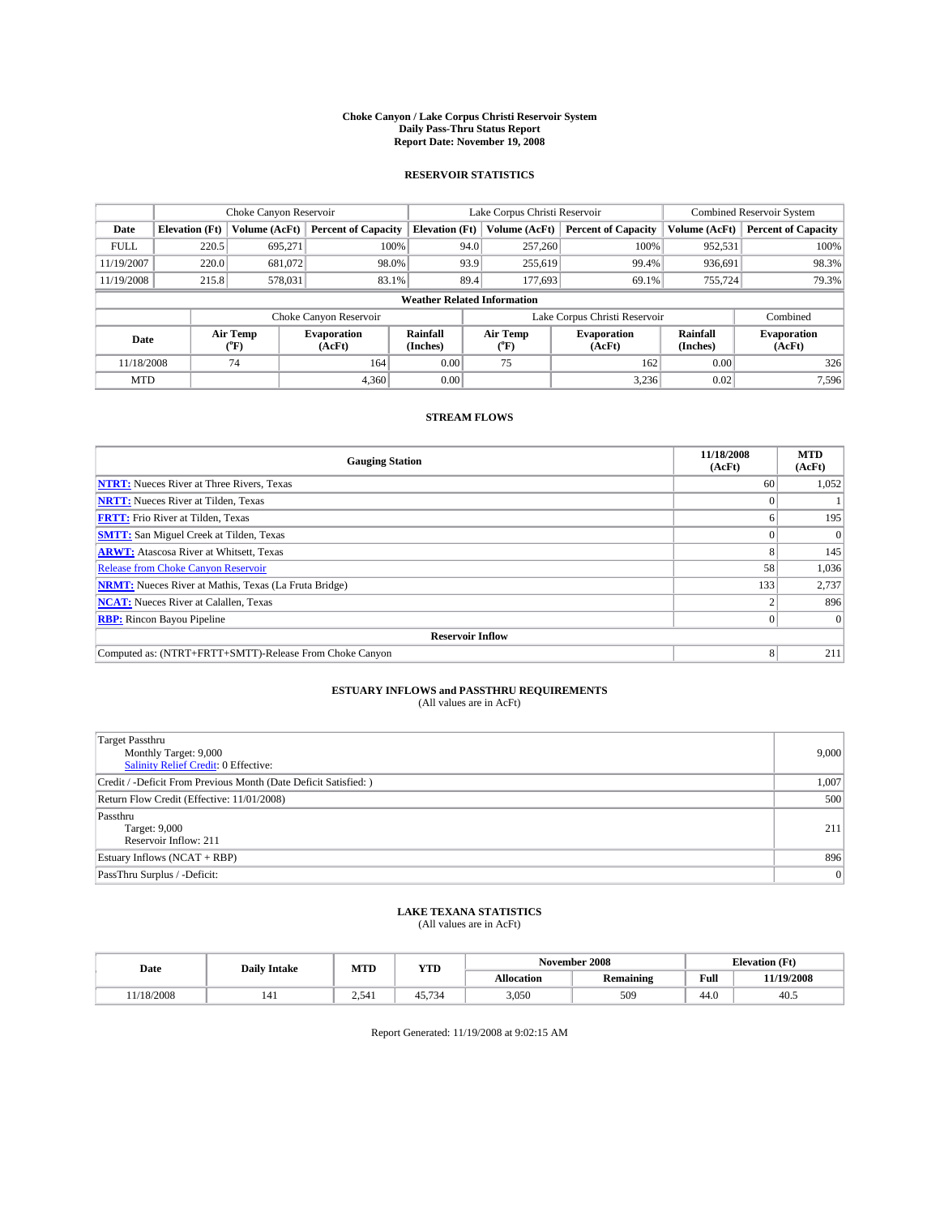# Choke Canyon / Lake Corpus Christi Reservoir System
## Daily Pass-Thru Status Report
## Report Date: November 19, 2008

### RESERVOIR STATISTICS

| | Choke Canyon Reservoir | | | Lake Corpus Christi Reservoir | | | Combined Reservoir System | |
|---|---|---|---|---|---|---|---|---|
| Date | Elevation (Ft) | Volume (AcFt) | Percent of Capacity | Elevation (Ft) | Volume (AcFt) | Percent of Capacity | Volume (AcFt) | Percent of Capacity |
| FULL | 220.5 | 695,271 | 100% | 94.0 | 257,260 | 100% | 952,531 | 100% |
| 11/19/2007 | 220.0 | 681,072 | 98.0% | 93.9 | 255,619 | 99.4% | 936,691 | 98.3% |
| 11/19/2008 | 215.8 | 578,031 | 83.1% | 89.4 | 177,693 | 69.1% | 755,724 | 79.3% |

**Weather Related Information**

| | Choke Canyon Reservoir | | | Lake Corpus Christi Reservoir | | | Combined |
|---|---|---|---|---|---|---|---|
| Date | Air Temp (°F) | Evaporation (AcFt) | Rainfall (Inches) | Air Temp (°F) | Evaporation (AcFt) | Rainfall (Inches) | Evaporation (AcFt) |
| 11/18/2008 | 74 | 164 | 0.00 | 75 | 162 | 0.00 | 326 |
| MTD | | 4,360 | 0.00 | | 3,236 | 0.02 | 7,596 |

### STREAM FLOWS

| Gauging Station | 11/18/2008 (AcFt) | MTD (AcFt) |
|---|---|---|
| NTRT: Nueces River at Three Rivers, Texas | 60 | 1,052 |
| NRTT: Nueces River at Tilden, Texas | 0 | 1 |
| FRTT: Frio River at Tilden, Texas | 6 | 195 |
| SMTT: San Miguel Creek at Tilden, Texas | 0 | 0 |
| ARWT: Atascosa River at Whitsett, Texas | 8 | 145 |
| Release from Choke Canyon Reservoir | 58 | 1,036 |
| NRMT: Nueces River at Mathis, Texas (La Fruta Bridge) | 133 | 2,737 |
| NCAT: Nueces River at Calallen, Texas | 2 | 896 |
| RBP: Rincon Bayou Pipeline | 0 | 0 |
| **Reservoir Inflow** | | |
| Computed as: (NTRT+FRTT+SMTT)-Release From Choke Canyon | 8 | 211 |

### ESTUARY INFLOWS and PASSTHRU REQUIREMENTS
(All values are in AcFt)

| | |
|---|---|
| Target Passthru<br>Monthly Target: 9,000<br>Salinity Relief Credit: 0 Effective: | 9,000 |
| Credit / -Deficit From Previous Month (Date Deficit Satisfied: ) | 1,007 |
| Return Flow Credit (Effective: 11/01/2008) | 500 |
| Passthru<br>Target: 9,000<br>Reservoir Inflow: 211 | 211 |
| Estuary Inflows (NCAT + RBP) | 896 |
| PassThru Surplus / -Deficit: | 0 |

### LAKE TEXANA STATISTICS
(All values are in AcFt)

| Date | Daily Intake | MTD | YTD | November 2008 | | Elevation (Ft) | |
|---|---|---|---|---|---|---|---|
| | | | | Allocation | Remaining | Full | 11/19/2008 |
| 11/18/2008 | 141 | 2,541 | 45,734 | 3,050 | 509 | 44.0 | 40.5 |

Report Generated: 11/19/2008 at 9:02:15 AM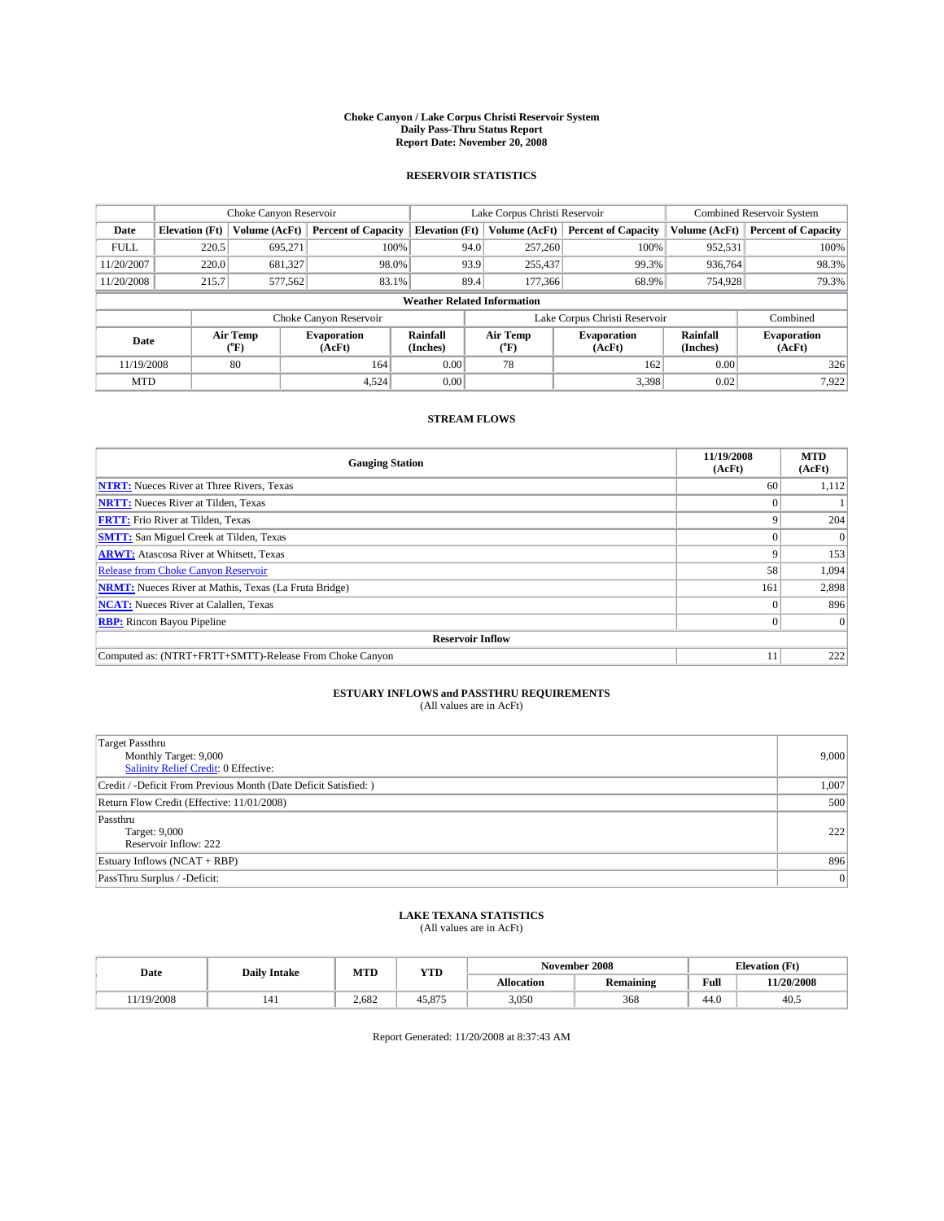**Choke Canyon / Lake Corpus Christi Reservoir System**
**Daily Pass-Thru Status Report**
**Report Date: November 20, 2008**

## RESERVOIR STATISTICS

| | Choke Canyon Reservoir | | | Lake Corpus Christi Reservoir | | | Combined Reservoir System | |
|---|---|---|---|---|---|---|---|---|
| Date | Elevation (Ft) | Volume (AcFt) | Percent of Capacity | Elevation (Ft) | Volume (AcFt) | Percent of Capacity | Volume (AcFt) | Percent of Capacity |
| FULL | 220.5 | 695,271 | 100% | 94.0 | 257,260 | 100% | 952,531 | 100% |
| 11/20/2007 | 220.0 | 681,327 | 98.0% | 93.9 | 255,437 | 99.3% | 936,764 | 98.3% |
| 11/20/2008 | 215.7 | 577,562 | 83.1% | 89.4 | 177,366 | 68.9% | 754,928 | 79.3% |

**Weather Related Information**

| | Choke Canyon Reservoir | | | Lake Corpus Christi Reservoir | | | Combined |
|---|---|---|---|---|---|---|---|
| Date | Air Temp (°F) | Evaporation (AcFt) | Rainfall (Inches) | Air Temp (°F) | Evaporation (AcFt) | Rainfall (Inches) | Evaporation (AcFt) |
| 11/19/2008 | 80 | 164 | 0.00 | 78 | 162 | 0.00 | 326 |
| MTD | | 4,524 | 0.00 | | 3,398 | 0.02 | 7,922 |

## STREAM FLOWS

| Gauging Station | 11/19/2008 (AcFt) | MTD (AcFt) |
|---|---|---|
| NTRT: Nueces River at Three Rivers, Texas | 60 | 1,112 |
| NRTT: Nueces River at Tilden, Texas | 0 | 1 |
| FRTT: Frio River at Tilden, Texas | 9 | 204 |
| SMTT: San Miguel Creek at Tilden, Texas | 0 | 0 |
| ARWT: Atascosa River at Whitsett, Texas | 9 | 153 |
| Release from Choke Canyon Reservoir | 58 | 1,094 |
| NRMT: Nueces River at Mathis, Texas (La Fruta Bridge) | 161 | 2,898 |
| NCAT: Nueces River at Calallen, Texas | 0 | 896 |
| RBP: Rincon Bayou Pipeline | 0 | 0 |
| **Reservoir Inflow** | | |
| Computed as: (NTRT+FRTT+SMTT)-Release From Choke Canyon | 11 | 222 |

## ESTUARY INFLOWS and PASSTHRU REQUIREMENTS

(All values are in AcFt)

| | |
|---|---|
| Target Passthru<br>Monthly Target: 9,000<br>Salinity Relief Credit: 0 Effective: | 9,000 |
| Credit / -Deficit From Previous Month (Date Deficit Satisfied: ) | 1,007 |
| Return Flow Credit (Effective: 11/01/2008) | 500 |
| Passthru<br>Target: 9,000<br>Reservoir Inflow: 222 | 222 |
| Estuary Inflows (NCAT + RBP) | 896 |
| PassThru Surplus / -Deficit: | 0 |

## LAKE TEXANA STATISTICS

(All values are in AcFt)

| Date | Daily Intake | MTD | YTD | November 2008 | | Elevation (Ft) | |
|---|---|---|---|---|---|---|---|
| | | | | Allocation | Remaining | Full | 11/20/2008 |
| 11/19/2008 | 141 | 2,682 | 45,875 | 3,050 | 368 | 44.0 | 40.5 |

Report Generated: 11/20/2008 at 8:37:43 AM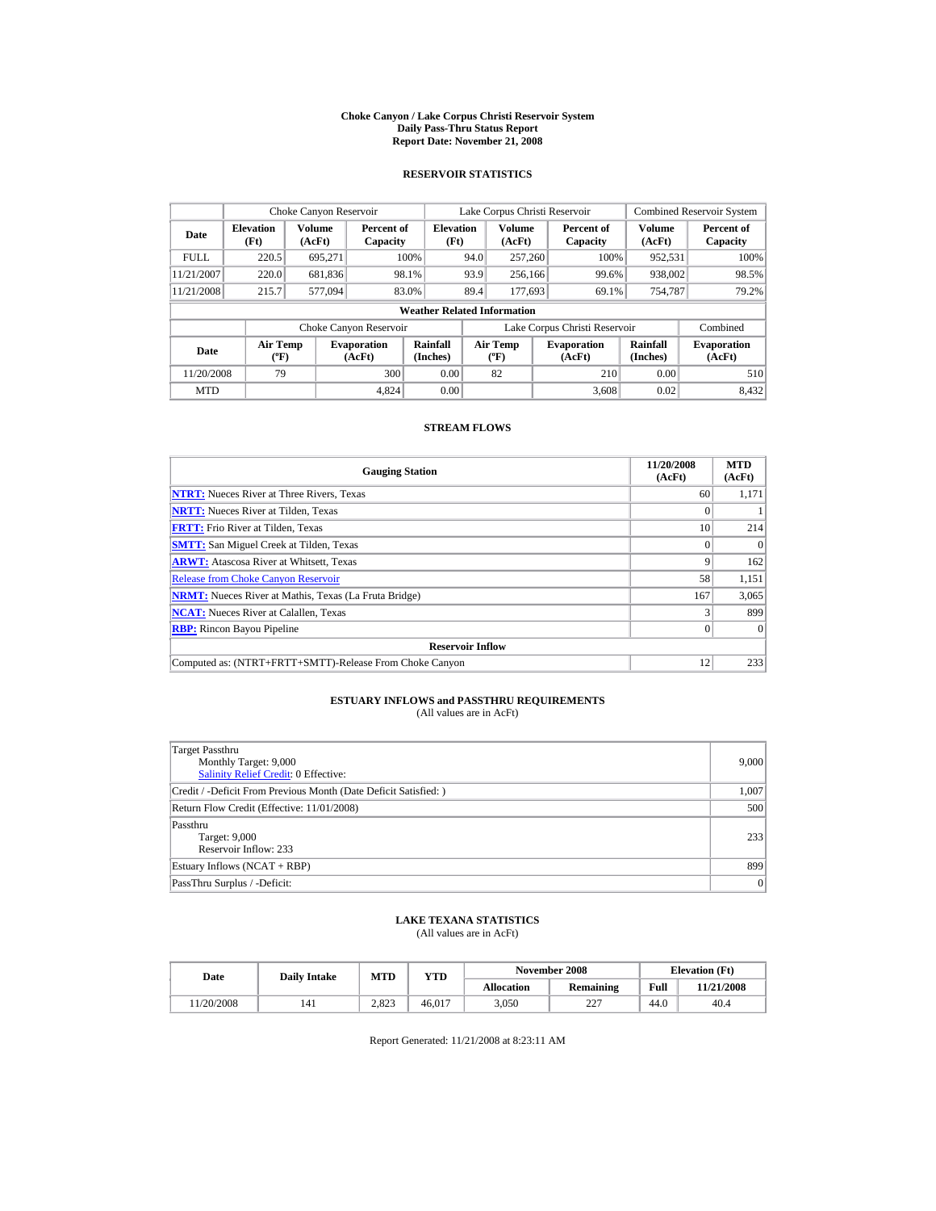**Choke Canyon / Lake Corpus Christi Reservoir System**
**Daily Pass-Thru Status Report**
**Report Date: November 21, 2008**

## RESERVOIR STATISTICS

| | Choke Canyon Reservoir | | | Lake Corpus Christi Reservoir | | | Combined Reservoir System | |
|---|---|---|---|---|---|---|---|---|
| **Date** | **Elevation (Ft)** | **Volume (AcFt)** | **Percent of Capacity** | **Elevation (Ft)** | **Volume (AcFt)** | **Percent of Capacity** | **Volume (AcFt)** | **Percent of Capacity** |
| FULL | 220.5 | 695,271 | 100% | 94.0 | 257,260 | 100% | 952,531 | 100% |
| 11/21/2007 | 220.0 | 681,836 | 98.1% | 93.9 | 256,166 | 99.6% | 938,002 | 98.5% |
| 11/21/2008 | 215.7 | 577,094 | 83.0% | 89.4 | 177,693 | 69.1% | 754,787 | 79.2% |

**Weather Related Information**

| | Choke Canyon Reservoir | | | Lake Corpus Christi Reservoir | | | Combined |
|---|---|---|---|---|---|---|---|
| **Date** | **Air Temp (ºF)** | **Evaporation (AcFt)** | **Rainfall (Inches)** | **Air Temp (ºF)** | **Evaporation (AcFt)** | **Rainfall (Inches)** | **Evaporation (AcFt)** |
| 11/20/2008 | 79 | 300 | 0.00 | 82 | 210 | 0.00 | 510 |
| MTD | | 4,824 | 0.00 | | 3,608 | 0.02 | 8,432 |

## STREAM FLOWS

| Gauging Station | 11/20/2008 (AcFt) | MTD (AcFt) |
|---|---|---|
| **NTRT:** Nueces River at Three Rivers, Texas | 60 | 1,171 |
| **NRTT:** Nueces River at Tilden, Texas | 0 | 1 |
| **FRTT:** Frio River at Tilden, Texas | 10 | 214 |
| **SMTT:** San Miguel Creek at Tilden, Texas | 0 | 0 |
| **ARWT:** Atascosa River at Whitsett, Texas | 9 | 162 |
| Release from Choke Canyon Reservoir | 58 | 1,151 |
| **NRMT:** Nueces River at Mathis, Texas (La Fruta Bridge) | 167 | 3,065 |
| **NCAT:** Nueces River at Calallen, Texas | 3 | 899 |
| **RBP:** Rincon Bayou Pipeline | 0 | 0 |
| **Reservoir Inflow** | | |
| Computed as: (NTRT+FRTT+SMTT)-Release From Choke Canyon | 12 | 233 |

## ESTUARY INFLOWS and PASSTHRU REQUIREMENTS

(All values are in AcFt)

| | |
|---|---|
| Target Passthru<br>Monthly Target: 9,000<br>Salinity Relief Credit: 0 Effective: | 9,000 |
| Credit / -Deficit From Previous Month (Date Deficit Satisfied: ) | 1,007 |
| Return Flow Credit (Effective: 11/01/2008) | 500 |
| Passthru<br>Target: 9,000<br>Reservoir Inflow: 233 | 233 |
| Estuary Inflows (NCAT + RBP) | 899 |
| PassThru Surplus / -Deficit: | 0 |

## LAKE TEXANA STATISTICS

(All values are in AcFt)

| Date | Daily Intake | MTD | YTD | November 2008 | | Elevation (Ft) | |
|---|---|---|---|---|---|---|---|
| | | | | **Allocation** | **Remaining** | **Full** | **11/21/2008** |
| 11/20/2008 | 141 | 2,823 | 46,017 | 3,050 | 227 | 44.0 | 40.4 |

Report Generated: 11/21/2008 at 8:23:11 AM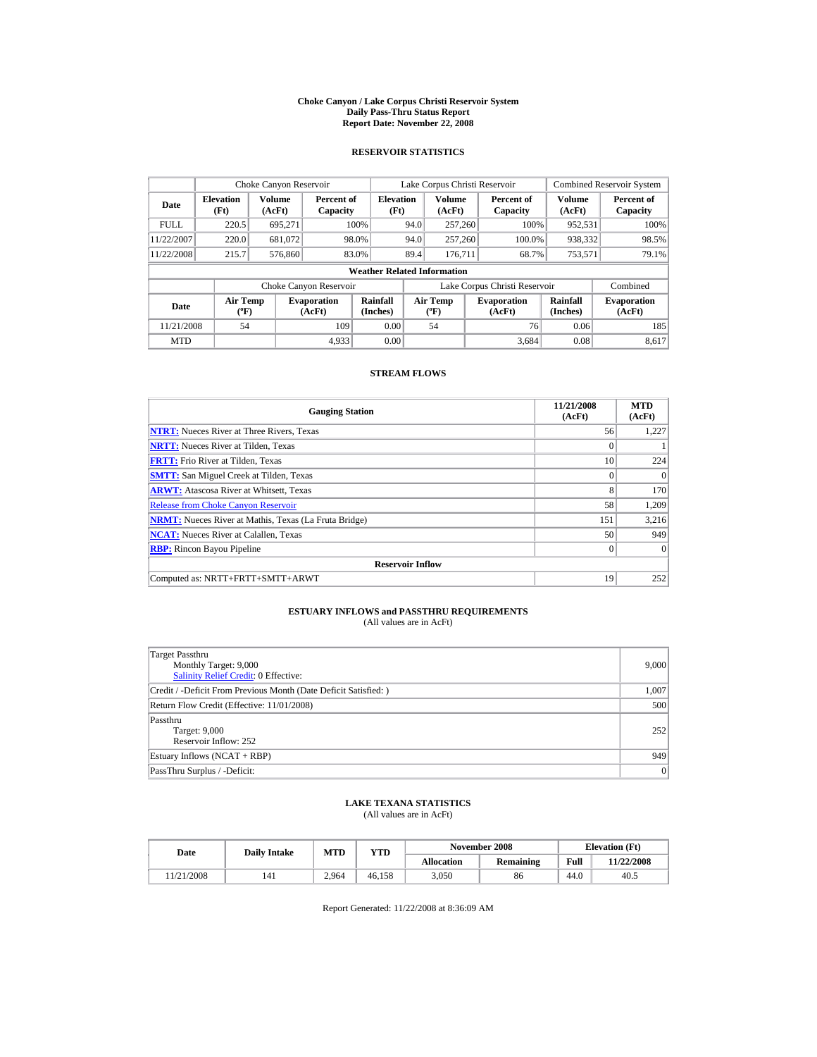# Choke Canyon / Lake Corpus Christi Reservoir System
## Daily Pass-Thru Status Report
### Report Date: November 22, 2008

## RESERVOIR STATISTICS

| | Choke Canyon Reservoir | | | Lake Corpus Christi Reservoir | | | Combined Reservoir System | |
|---|---|---|---|---|---|---|---|---|
| Date | Elevation (Ft) | Volume (AcFt) | Percent of Capacity | Elevation (Ft) | Volume (AcFt) | Percent of Capacity | Volume (AcFt) | Percent of Capacity |
| FULL | 220.5 | 695,271 | 100% | 94.0 | 257,260 | 100% | 952,531 | 100% |
| 11/22/2007 | 220.0 | 681,072 | 98.0% | 94.0 | 257,260 | 100.0% | 938,332 | 98.5% |
| 11/22/2008 | 215.7 | 576,860 | 83.0% | 89.4 | 176,711 | 68.7% | 753,571 | 79.1% |

### Weather Related Information

| | Choke Canyon Reservoir | | | Lake Corpus Christi Reservoir | | | Combined |
|---|---|---|---|---|---|---|---|
| Date | Air Temp (ºF) | Evaporation (AcFt) | Rainfall (Inches) | Air Temp (ºF) | Evaporation (AcFt) | Rainfall (Inches) | Evaporation (AcFt) |
| 11/21/2008 | 54 | 109 | 0.00 | 54 | 76 | 0.06 | 185 |
| MTD | | 4,933 | 0.00 | | 3,684 | 0.08 | 8,617 |

## STREAM FLOWS

| Gauging Station | 11/21/2008 (AcFt) | MTD (AcFt) |
|---|---|---|
| NTRT: Nueces River at Three Rivers, Texas | 56 | 1,227 |
| NRTT: Nueces River at Tilden, Texas | 0 | 1 |
| FRTT: Frio River at Tilden, Texas | 10 | 224 |
| SMTT: San Miguel Creek at Tilden, Texas | 0 | 0 |
| ARWT: Atascosa River at Whitsett, Texas | 8 | 170 |
| Release from Choke Canyon Reservoir | 58 | 1,209 |
| NRMT: Nueces River at Mathis, Texas (La Fruta Bridge) | 151 | 3,216 |
| NCAT: Nueces River at Calallen, Texas | 50 | 949 |
| RBP: Rincon Bayou Pipeline | 0 | 0 |
| **Reservoir Inflow** | | |
| Computed as: NRTT+FRTT+SMTT+ARWT | 19 | 252 |

## ESTUARY INFLOWS and PASSTHRU REQUIREMENTS
(All values are in AcFt)

| | |
|---|---|
| Target Passthru<br>Monthly Target: 9,000<br>Salinity Relief Credit: 0 Effective: | 9,000 |
| Credit / -Deficit From Previous Month (Date Deficit Satisfied: ) | 1,007 |
| Return Flow Credit (Effective: 11/01/2008) | 500 |
| Passthru<br>Target: 9,000<br>Reservoir Inflow: 252 | 252 |
| Estuary Inflows (NCAT + RBP) | 949 |
| PassThru Surplus / -Deficit: | 0 |

## LAKE TEXANA STATISTICS
(All values are in AcFt)

| Date | Daily Intake | MTD | YTD | November 2008 | | Elevation (Ft) | |
|---|---|---|---|---|---|---|---|
| | | | | Allocation | Remaining | Full | 11/22/2008 |
| 11/21/2008 | 141 | 2,964 | 46,158 | 3,050 | 86 | 44.0 | 40.5 |

Report Generated: 11/22/2008 at 8:36:09 AM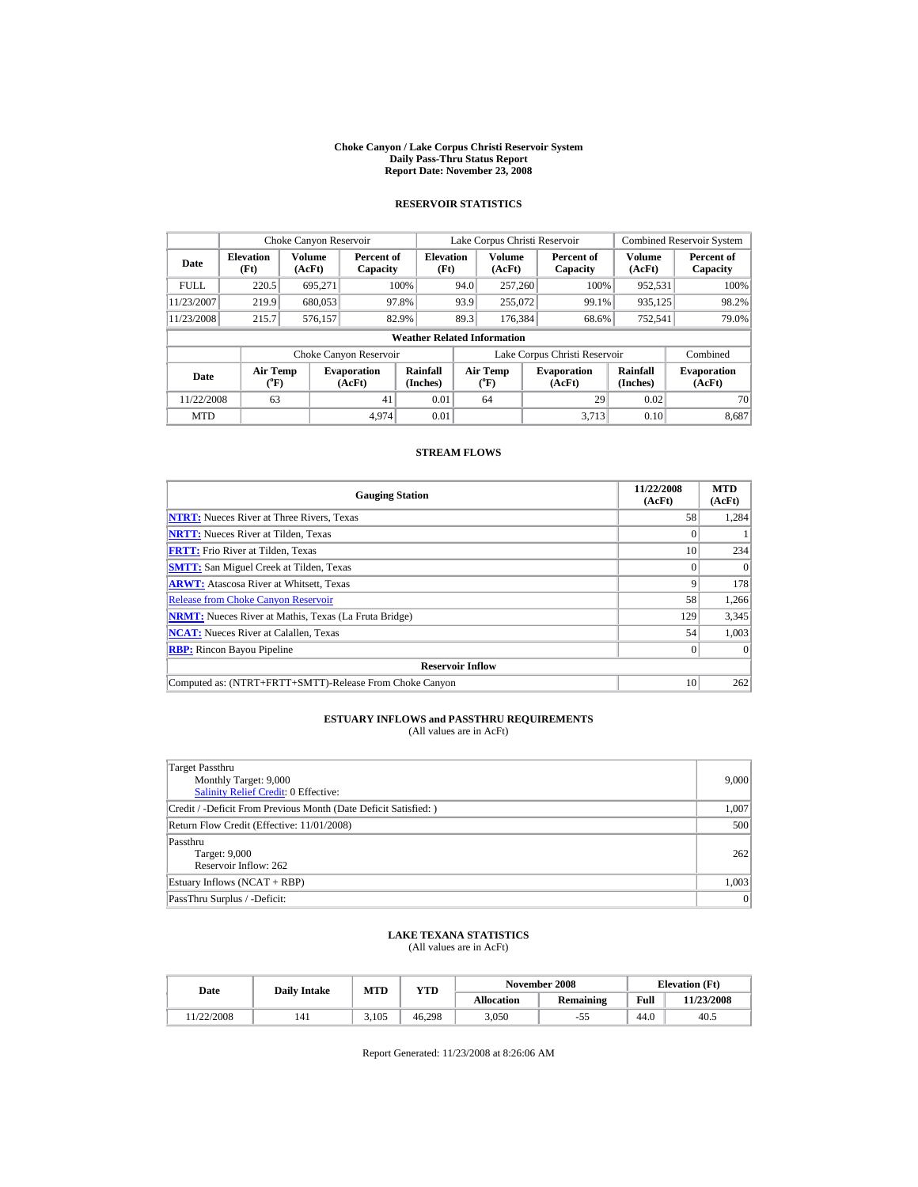**Choke Canyon / Lake Corpus Christi Reservoir System**
**Daily Pass-Thru Status Report**
**Report Date: November 23, 2008**

## RESERVOIR STATISTICS

| | Choke Canyon Reservoir | | | Lake Corpus Christi Reservoir | | | Combined Reservoir System | |
|---|---|---|---|---|---|---|---|---|
| **Date** | **Elevation (Ft)** | **Volume (AcFt)** | **Percent of Capacity** | **Elevation (Ft)** | **Volume (AcFt)** | **Percent of Capacity** | **Volume (AcFt)** | **Percent of Capacity** |
| FULL | 220.5 | 695,271 | 100% | 94.0 | 257,260 | 100% | 952,531 | 100% |
| 11/23/2007 | 219.9 | 680,053 | 97.8% | 93.9 | 255,072 | 99.1% | 935,125 | 98.2% |
| 11/23/2008 | 215.7 | 576,157 | 82.9% | 89.3 | 176,384 | 68.6% | 752,541 | 79.0% |

**Weather Related Information**

| | Choke Canyon Reservoir | | | Lake Corpus Christi Reservoir | | | Combined |
|---|---|---|---|---|---|---|---|
| **Date** | **Air Temp (°F)** | **Evaporation (AcFt)** | **Rainfall (Inches)** | **Air Temp (°F)** | **Evaporation (AcFt)** | **Rainfall (Inches)** | **Evaporation (AcFt)** |
| 11/22/2008 | 63 | 41 | 0.01 | 64 | 29 | 0.02 | 70 |
| MTD | | 4,974 | 0.01 | | 3,713 | 0.10 | 8,687 |

## STREAM FLOWS

| Gauging Station | 11/22/2008 (AcFt) | MTD (AcFt) |
|---|---|---|
| **NTRT:** Nueces River at Three Rivers, Texas | 58 | 1,284 |
| **NRTT:** Nueces River at Tilden, Texas | 0 | 1 |
| **FRTT:** Frio River at Tilden, Texas | 10 | 234 |
| **SMTT:** San Miguel Creek at Tilden, Texas | 0 | 0 |
| **ARWT:** Atascosa River at Whitsett, Texas | 9 | 178 |
| Release from Choke Canyon Reservoir | 58 | 1,266 |
| **NRMT:** Nueces River at Mathis, Texas (La Fruta Bridge) | 129 | 3,345 |
| **NCAT:** Nueces River at Calallen, Texas | 54 | 1,003 |
| **RBP:** Rincon Bayou Pipeline | 0 | 0 |
| **Reservoir Inflow** | | |
| Computed as: (NTRT+FRTT+SMTT)-Release From Choke Canyon | 10 | 262 |

## ESTUARY INFLOWS and PASSTHRU REQUIREMENTS

(All values are in AcFt)

| | |
|---|---|
| Target Passthru<br>Monthly Target: 9,000<br>Salinity Relief Credit: 0 Effective: | 9,000 |
| Credit / -Deficit From Previous Month (Date Deficit Satisfied: ) | 1,007 |
| Return Flow Credit (Effective: 11/01/2008) | 500 |
| Passthru<br>Target: 9,000<br>Reservoir Inflow: 262 | 262 |
| Estuary Inflows (NCAT + RBP) | 1,003 |
| PassThru Surplus / -Deficit: | 0 |

## LAKE TEXANA STATISTICS

(All values are in AcFt)

| Date | Daily Intake | MTD | YTD | November 2008 | | Elevation (Ft) | |
|---|---|---|---|---|---|---|---|
| | | | | **Allocation** | **Remaining** | **Full** | **11/23/2008** |
| 11/22/2008 | 141 | 3,105 | 46,298 | 3,050 | -55 | 44.0 | 40.5 |

Report Generated: 11/23/2008 at 8:26:06 AM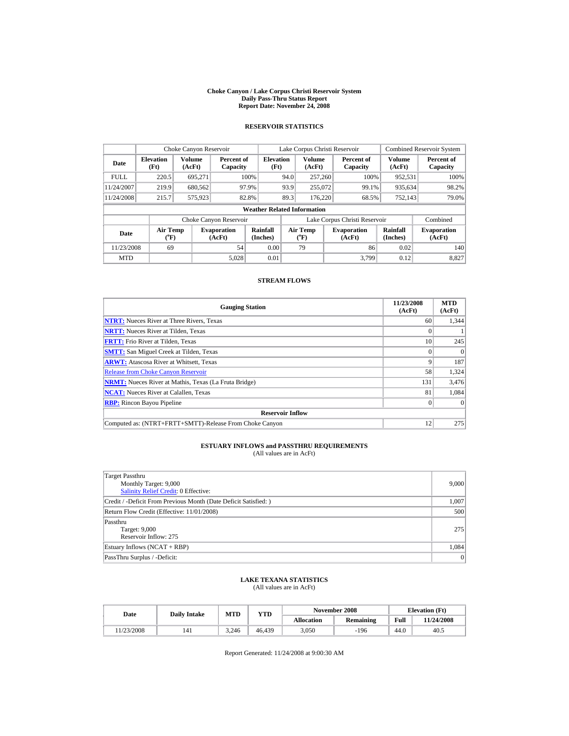# Choke Canyon / Lake Corpus Christi Reservoir System
## Daily Pass-Thru Status Report
## Report Date: November 24, 2008

### RESERVOIR STATISTICS

| | Choke Canyon Reservoir | | | Lake Corpus Christi Reservoir | | | Combined Reservoir System | |
|---|---|---|---|---|---|---|---|---|
| Date | Elevation (Ft) | Volume (AcFt) | Percent of Capacity | Elevation (Ft) | Volume (AcFt) | Percent of Capacity | Volume (AcFt) | Percent of Capacity |
| FULL | 220.5 | 695,271 | 100% | 94.0 | 257,260 | 100% | 952,531 | 100% |
| 11/24/2007 | 219.9 | 680,562 | 97.9% | 93.9 | 255,072 | 99.1% | 935,634 | 98.2% |
| 11/24/2008 | 215.7 | 575,923 | 82.8% | 89.3 | 176,220 | 68.5% | 752,143 | 79.0% |

**Weather Related Information**

| | Choke Canyon Reservoir | | | Lake Corpus Christi Reservoir | | | Combined |
|---|---|---|---|---|---|---|---|
| Date | Air Temp (°F) | Evaporation (AcFt) | Rainfall (Inches) | Air Temp (°F) | Evaporation (AcFt) | Rainfall (Inches) | Evaporation (AcFt) |
| 11/23/2008 | 69 | 54 | 0.00 | 79 | 86 | 0.02 | 140 |
| MTD | | 5,028 | 0.01 | | 3,799 | 0.12 | 8,827 |

### STREAM FLOWS

| Gauging Station | 11/23/2008 (AcFt) | MTD (AcFt) |
|---|---|---|
| **NTRT:** Nueces River at Three Rivers, Texas | 60 | 1,344 |
| **NRTT:** Nueces River at Tilden, Texas | 0 | 1 |
| **FRTT:** Frio River at Tilden, Texas | 10 | 245 |
| **SMTT:** San Miguel Creek at Tilden, Texas | 0 | 0 |
| **ARWT:** Atascosa River at Whitsett, Texas | 9 | 187 |
| Release from Choke Canyon Reservoir | 58 | 1,324 |
| **NRMT:** Nueces River at Mathis, Texas (La Fruta Bridge) | 131 | 3,476 |
| **NCAT:** Nueces River at Calallen, Texas | 81 | 1,084 |
| **RBP:** Rincon Bayou Pipeline | 0 | 0 |
| **Reservoir Inflow** | | |
| Computed as: (NTRT+FRTT+SMTT)-Release From Choke Canyon | 12 | 275 |

### ESTUARY INFLOWS and PASSTHRU REQUIREMENTS
(All values are in AcFt)

| | |
|---|---|
| Target Passthru<br>Monthly Target: 9,000<br>Salinity Relief Credit: 0 Effective: | 9,000 |
| Credit / -Deficit From Previous Month (Date Deficit Satisfied: ) | 1,007 |
| Return Flow Credit (Effective: 11/01/2008) | 500 |
| Passthru<br>Target: 9,000<br>Reservoir Inflow: 275 | 275 |
| Estuary Inflows (NCAT + RBP) | 1,084 |
| PassThru Surplus / -Deficit: | 0 |

### LAKE TEXANA STATISTICS
(All values are in AcFt)

| Date | Daily Intake | MTD | YTD | November 2008 | | Elevation (Ft) | |
|---|---|---|---|---|---|---|---|
| | | | | Allocation | Remaining | Full | 11/24/2008 |
| 11/23/2008 | 141 | 3,246 | 46,439 | 3,050 | -196 | 44.0 | 40.5 |

Report Generated: 11/24/2008 at 9:00:30 AM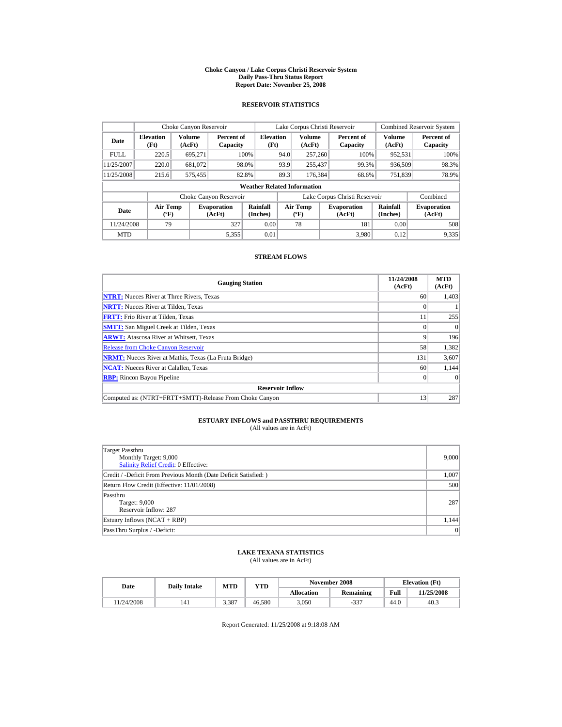# Choke Canyon / Lake Corpus Christi Reservoir System
## Daily Pass-Thru Status Report
### Report Date: November 25, 2008

## RESERVOIR STATISTICS

| | Choke Canyon Reservoir | | | Lake Corpus Christi Reservoir | | | Combined Reservoir System | |
|---|---|---|---|---|---|---|---|---|
| Date | Elevation (Ft) | Volume (AcFt) | Percent of Capacity | Elevation (Ft) | Volume (AcFt) | Percent of Capacity | Volume (AcFt) | Percent of Capacity |
| FULL | 220.5 | 695,271 | 100% | 94.0 | 257,260 | 100% | 952,531 | 100% |
| 11/25/2007 | 220.0 | 681,072 | 98.0% | 93.9 | 255,437 | 99.3% | 936,509 | 98.3% |
| 11/25/2008 | 215.6 | 575,455 | 82.8% | 89.3 | 176,384 | 68.6% | 751,839 | 78.9% |

**Weather Related Information**

| | Choke Canyon Reservoir | | | Lake Corpus Christi Reservoir | | | Combined |
|---|---|---|---|---|---|---|---|
| Date | Air Temp (ºF) | Evaporation (AcFt) | Rainfall (Inches) | Air Temp (ºF) | Evaporation (AcFt) | Rainfall (Inches) | Evaporation (AcFt) |
| 11/24/2008 | 79 | 327 | 0.00 | 78 | 181 | 0.00 | 508 |
| MTD | | 5,355 | 0.01 | | 3,980 | 0.12 | 9,335 |

## STREAM FLOWS

| Gauging Station | 11/24/2008 (AcFt) | MTD (AcFt) |
|---|---|---|
| NTRT: Nueces River at Three Rivers, Texas | 60 | 1,403 |
| NRTT: Nueces River at Tilden, Texas | 0 | 1 |
| FRTT: Frio River at Tilden, Texas | 11 | 255 |
| SMTT: San Miguel Creek at Tilden, Texas | 0 | 0 |
| ARWT: Atascosa River at Whitsett, Texas | 9 | 196 |
| Release from Choke Canyon Reservoir | 58 | 1,382 |
| NRMT: Nueces River at Mathis, Texas (La Fruta Bridge) | 131 | 3,607 |
| NCAT: Nueces River at Calallen, Texas | 60 | 1,144 |
| RBP: Rincon Bayou Pipeline | 0 | 0 |
| **Reservoir Inflow** | | |
| Computed as: (NTRT+FRTT+SMTT)-Release From Choke Canyon | 13 | 287 |

## ESTUARY INFLOWS and PASSTHRU REQUIREMENTS
(All values are in AcFt)

| | |
|---|---|
| Target Passthru<br>Monthly Target: 9,000<br>Salinity Relief Credit: 0 Effective: | 9,000 |
| Credit / -Deficit From Previous Month (Date Deficit Satisfied: ) | 1,007 |
| Return Flow Credit (Effective: 11/01/2008) | 500 |
| Passthru<br>Target: 9,000<br>Reservoir Inflow: 287 | 287 |
| Estuary Inflows (NCAT + RBP) | 1,144 |
| PassThru Surplus / -Deficit: | 0 |

## LAKE TEXANA STATISTICS
(All values are in AcFt)

| Date | Daily Intake | MTD | YTD | November 2008 | | Elevation (Ft) | |
|---|---|---|---|---|---|---|---|
| | | | | Allocation | Remaining | Full | 11/25/2008 |
| 11/24/2008 | 141 | 3,387 | 46,580 | 3,050 | -337 | 44.0 | 40.3 |

Report Generated: 11/25/2008 at 9:18:08 AM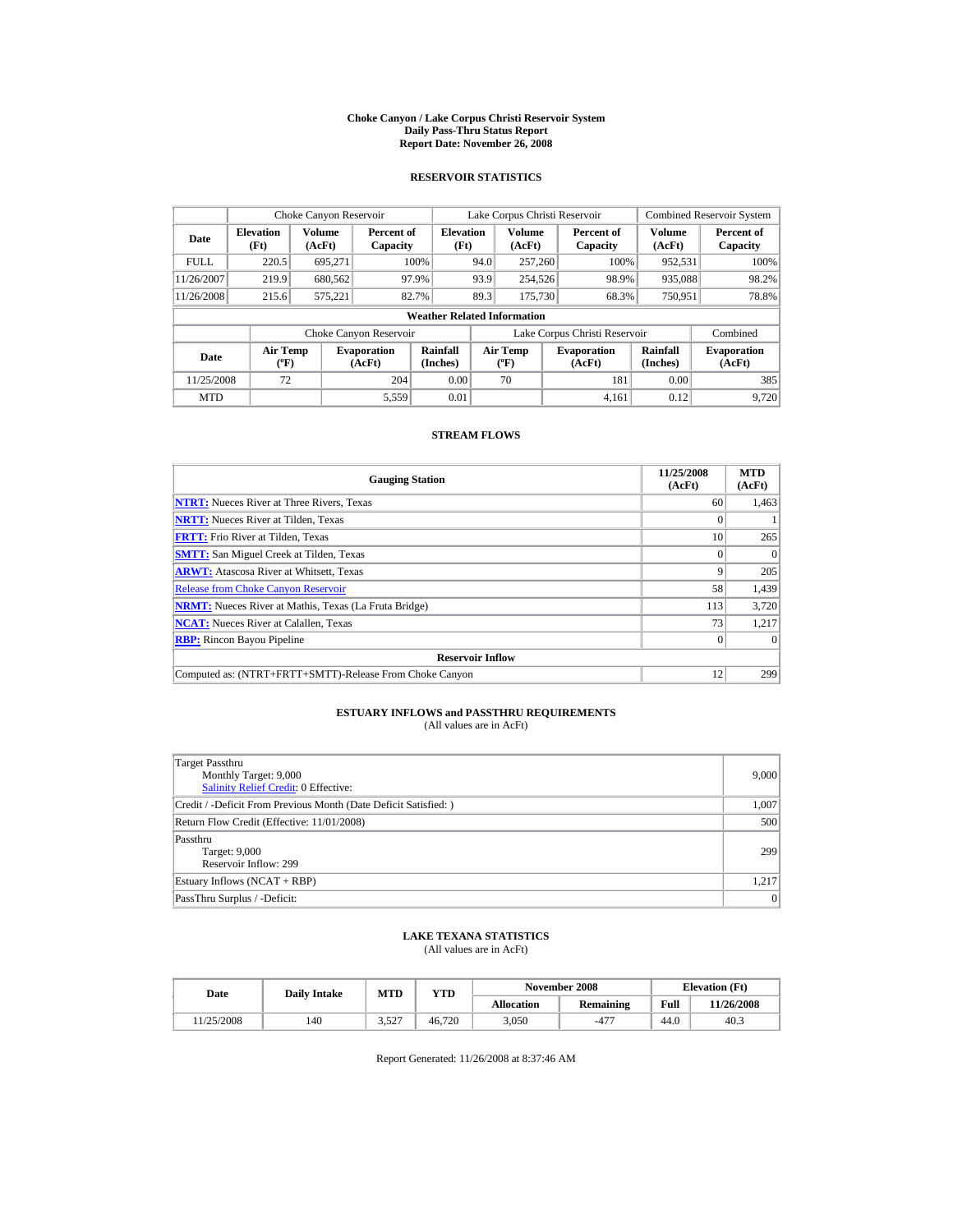# Choke Canyon / Lake Corpus Christi Reservoir System
## Daily Pass-Thru Status Report
## Report Date: November 26, 2008

### RESERVOIR STATISTICS

| | Choke Canyon Reservoir | | | Lake Corpus Christi Reservoir | | | Combined Reservoir System | |
|---|---|---|---|---|---|---|---|---|
| **Date** | **Elevation (Ft)** | **Volume (AcFt)** | **Percent of Capacity** | **Elevation (Ft)** | **Volume (AcFt)** | **Percent of Capacity** | **Volume (AcFt)** | **Percent of Capacity** |
| FULL | 220.5 | 695,271 | 100% | 94.0 | 257,260 | 100% | 952,531 | 100% |
| 11/26/2007 | 219.9 | 680,562 | 97.9% | 93.9 | 254,526 | 98.9% | 935,088 | 98.2% |
| 11/26/2008 | 215.6 | 575,221 | 82.7% | 89.3 | 175,730 | 68.3% | 750,951 | 78.8% |

**Weather Related Information**

| | Choke Canyon Reservoir | | | Lake Corpus Christi Reservoir | | | Combined |
|---|---|---|---|---|---|---|---|
| **Date** | **Air Temp (ºF)** | **Evaporation (AcFt)** | **Rainfall (Inches)** | **Air Temp (ºF)** | **Evaporation (AcFt)** | **Rainfall (Inches)** | **Evaporation (AcFt)** |
| 11/25/2008 | 72 | 204 | 0.00 | 70 | 181 | 0.00 | 385 |
| MTD | | 5,559 | 0.01 | | 4,161 | 0.12 | 9,720 |

### STREAM FLOWS

| Gauging Station | 11/25/2008 (AcFt) | MTD (AcFt) |
|---|---|---|
| **NTRT:** Nueces River at Three Rivers, Texas | 60 | 1,463 |
| **NRTT:** Nueces River at Tilden, Texas | 0 | 1 |
| **FRTT:** Frio River at Tilden, Texas | 10 | 265 |
| **SMTT:** San Miguel Creek at Tilden, Texas | 0 | 0 |
| **ARWT:** Atascosa River at Whitsett, Texas | 9 | 205 |
| Release from Choke Canyon Reservoir | 58 | 1,439 |
| **NRMT:** Nueces River at Mathis, Texas (La Fruta Bridge) | 113 | 3,720 |
| **NCAT:** Nueces River at Calallen, Texas | 73 | 1,217 |
| **RBP:** Rincon Bayou Pipeline | 0 | 0 |
| **Reservoir Inflow** | | |
| Computed as: (NTRT+FRTT+SMTT)-Release From Choke Canyon | 12 | 299 |

### ESTUARY INFLOWS and PASSTHRU REQUIREMENTS
(All values are in AcFt)

| | |
|---|---|
| Target Passthru<br>Monthly Target: 9,000<br>Salinity Relief Credit: 0 Effective: | 9,000 |
| Credit / -Deficit From Previous Month (Date Deficit Satisfied: ) | 1,007 |
| Return Flow Credit (Effective: 11/01/2008) | 500 |
| Passthru<br>Target: 9,000<br>Reservoir Inflow: 299 | 299 |
| Estuary Inflows (NCAT + RBP) | 1,217 |
| PassThru Surplus / -Deficit: | 0 |

### LAKE TEXANA STATISTICS
(All values are in AcFt)

| Date | Daily Intake | MTD | YTD | November 2008 | | Elevation (Ft) | |
|---|---|---|---|---|---|---|---|
| | | | | **Allocation** | **Remaining** | **Full** | **11/26/2008** |
| 11/25/2008 | 140 | 3,527 | 46,720 | 3,050 | -477 | 44.0 | 40.3 |

Report Generated: 11/26/2008 at 8:37:46 AM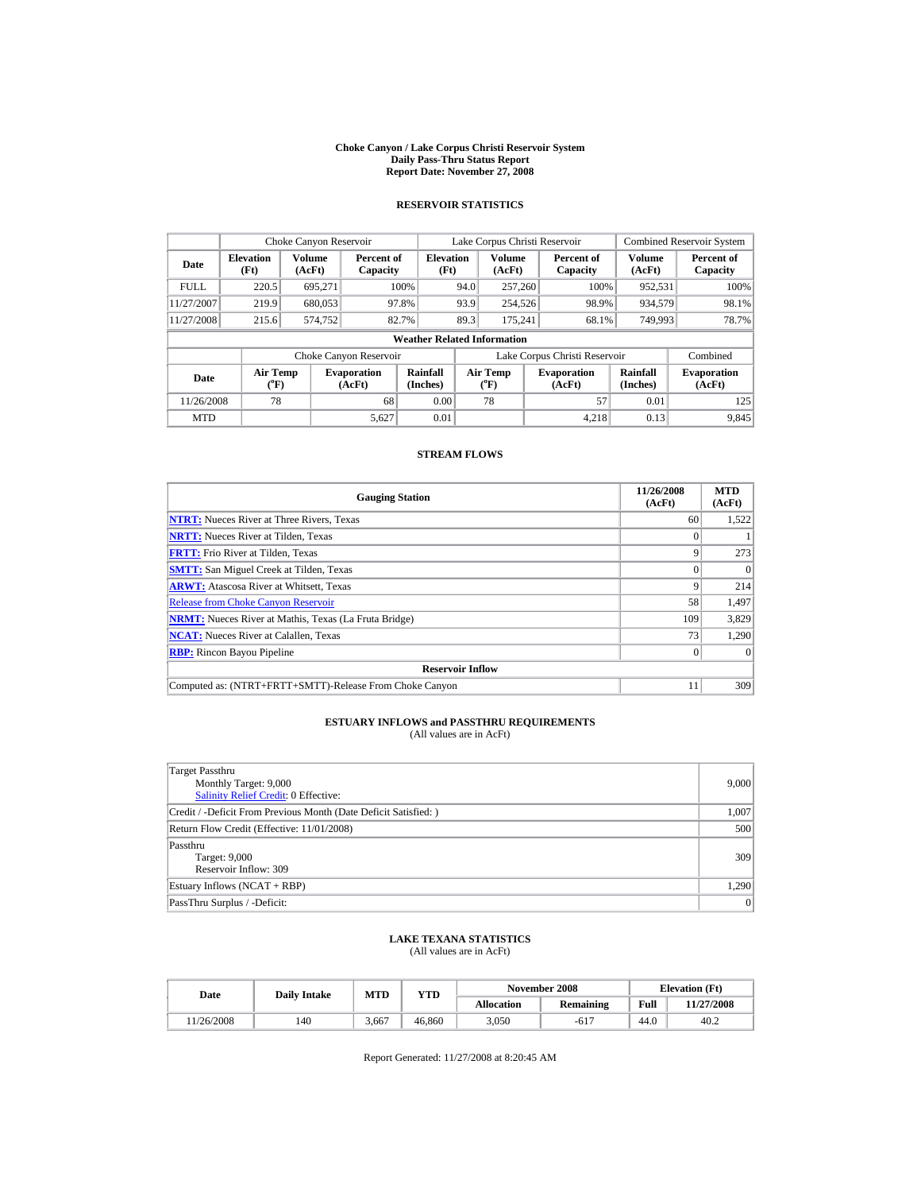**Choke Canyon / Lake Corpus Christi Reservoir System**
**Daily Pass-Thru Status Report**
**Report Date: November 27, 2008**

## RESERVOIR STATISTICS

| | Choke Canyon Reservoir | | | Lake Corpus Christi Reservoir | | | Combined Reservoir System | |
|---|---|---|---|---|---|---|---|---|
| Date | Elevation (Ft) | Volume (AcFt) | Percent of Capacity | Elevation (Ft) | Volume (AcFt) | Percent of Capacity | Volume (AcFt) | Percent of Capacity |
| FULL | 220.5 | 695,271 | 100% | 94.0 | 257,260 | 100% | 952,531 | 100% |
| 11/27/2007 | 219.9 | 680,053 | 97.8% | 93.9 | 254,526 | 98.9% | 934,579 | 98.1% |
| 11/27/2008 | 215.6 | 574,752 | 82.7% | 89.3 | 175,241 | 68.1% | 749,993 | 78.7% |

**Weather Related Information**

| | Choke Canyon Reservoir | | | Lake Corpus Christi Reservoir | | | Combined |
|---|---|---|---|---|---|---|---|
| Date | Air Temp (°F) | Evaporation (AcFt) | Rainfall (Inches) | Air Temp (°F) | Evaporation (AcFt) | Rainfall (Inches) | Evaporation (AcFt) |
| 11/26/2008 | 78 | 68 | 0.00 | 78 | 57 | 0.01 | 125 |
| MTD | | 5,627 | 0.01 | | 4,218 | 0.13 | 9,845 |

## STREAM FLOWS

| Gauging Station | 11/26/2008 (AcFt) | MTD (AcFt) |
|---|---|---|
| NTRT: Nueces River at Three Rivers, Texas | 60 | 1,522 |
| NRTT: Nueces River at Tilden, Texas | 0 | 1 |
| FRTT: Frio River at Tilden, Texas | 9 | 273 |
| SMTT: San Miguel Creek at Tilden, Texas | 0 | 0 |
| ARWT: Atascosa River at Whitsett, Texas | 9 | 214 |
| Release from Choke Canyon Reservoir | 58 | 1,497 |
| NRMT: Nueces River at Mathis, Texas (La Fruta Bridge) | 109 | 3,829 |
| NCAT: Nueces River at Calallen, Texas | 73 | 1,290 |
| RBP: Rincon Bayou Pipeline | 0 | 0 |
| **Reservoir Inflow** | | |
| Computed as: (NTRT+FRTT+SMTT)-Release From Choke Canyon | 11 | 309 |

## ESTUARY INFLOWS and PASSTHRU REQUIREMENTS
(All values are in AcFt)

| | |
|---|---|
| Target Passthru<br>Monthly Target: 9,000<br>Salinity Relief Credit: 0 Effective: | 9,000 |
| Credit / -Deficit From Previous Month (Date Deficit Satisfied: ) | 1,007 |
| Return Flow Credit (Effective: 11/01/2008) | 500 |
| Passthru<br>Target: 9,000<br>Reservoir Inflow: 309 | 309 |
| Estuary Inflows (NCAT + RBP) | 1,290 |
| PassThru Surplus / -Deficit: | 0 |

## LAKE TEXANA STATISTICS
(All values are in AcFt)

| Date | Daily Intake | MTD | YTD | November 2008 | | Elevation (Ft) | |
|---|---|---|---|---|---|---|---|
| | | | | Allocation | Remaining | Full | 11/27/2008 |
| 11/26/2008 | 140 | 3,667 | 46,860 | 3,050 | -617 | 44.0 | 40.2 |

Report Generated: 11/27/2008 at 8:20:45 AM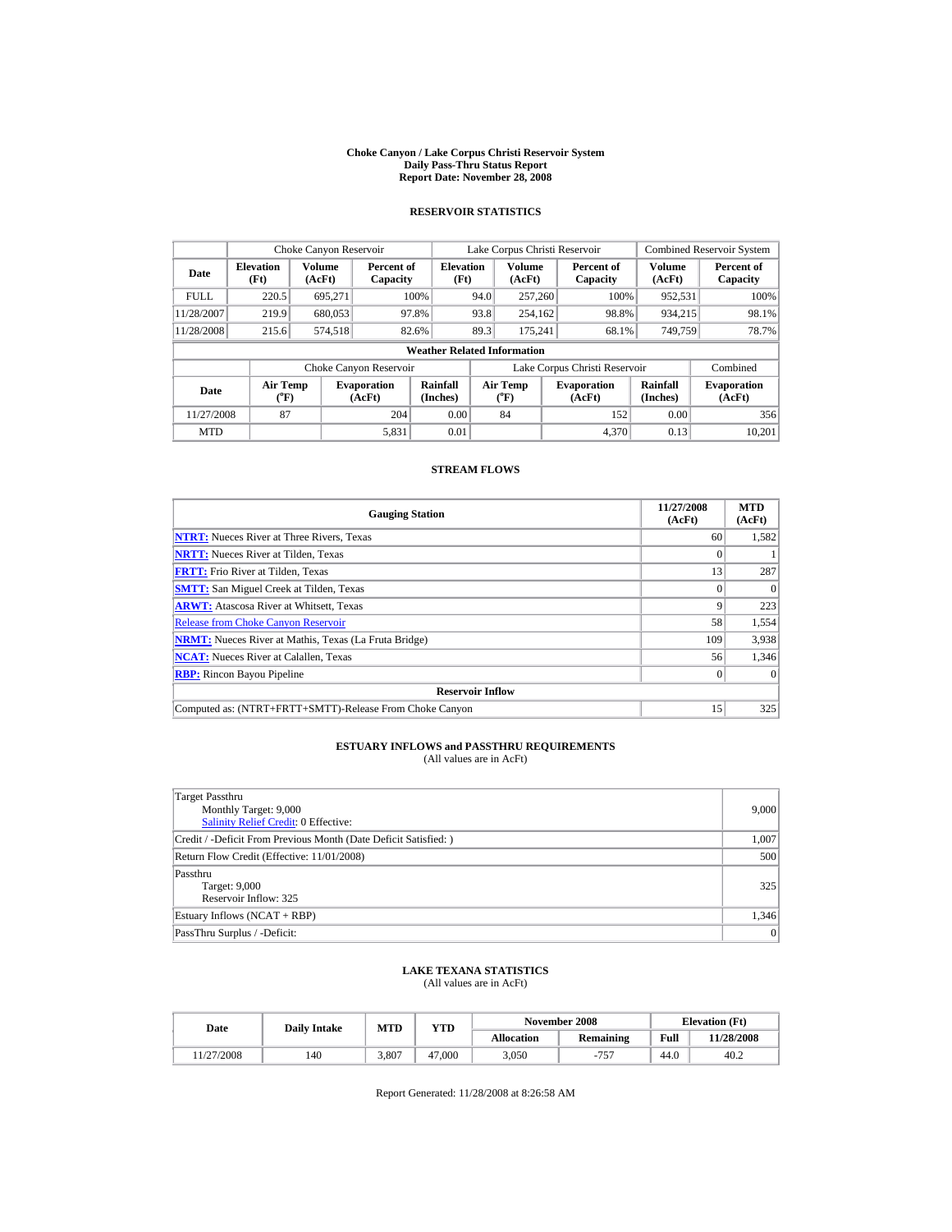**Choke Canyon / Lake Corpus Christi Reservoir System**
**Daily Pass-Thru Status Report**
**Report Date: November 28, 2008**

## RESERVOIR STATISTICS

| | Choke Canyon Reservoir | | | Lake Corpus Christi Reservoir | | | Combined Reservoir System | |
|---|---|---|---|---|---|---|---|---|
| Date | Elevation (Ft) | Volume (AcFt) | Percent of Capacity | Elevation (Ft) | Volume (AcFt) | Percent of Capacity | Volume (AcFt) | Percent of Capacity |
| FULL | 220.5 | 695,271 | 100% | 94.0 | 257,260 | 100% | 952,531 | 100% |
| 11/28/2007 | 219.9 | 680,053 | 97.8% | 93.8 | 254,162 | 98.8% | 934,215 | 98.1% |
| 11/28/2008 | 215.6 | 574,518 | 82.6% | 89.3 | 175,241 | 68.1% | 749,759 | 78.7% |

**Weather Related Information**

| | Choke Canyon Reservoir | | | Lake Corpus Christi Reservoir | | | Combined |
|---|---|---|---|---|---|---|---|
| Date | Air Temp (°F) | Evaporation (AcFt) | Rainfall (Inches) | Air Temp (°F) | Evaporation (AcFt) | Rainfall (Inches) | Evaporation (AcFt) |
| 11/27/2008 | 87 | 204 | 0.00 | 84 | 152 | 0.00 | 356 |
| MTD | | 5,831 | 0.01 | | 4,370 | 0.13 | 10,201 |

## STREAM FLOWS

| Gauging Station | 11/27/2008 (AcFt) | MTD (AcFt) |
|---|---|---|
| **NTRT:** Nueces River at Three Rivers, Texas | 60 | 1,582 |
| **NRTT:** Nueces River at Tilden, Texas | 0 | 1 |
| **FRTT:** Frio River at Tilden, Texas | 13 | 287 |
| **SMTT:** San Miguel Creek at Tilden, Texas | 0 | 0 |
| **ARWT:** Atascosa River at Whitsett, Texas | 9 | 223 |
| Release from Choke Canyon Reservoir | 58 | 1,554 |
| **NRMT:** Nueces River at Mathis, Texas (La Fruta Bridge) | 109 | 3,938 |
| **NCAT:** Nueces River at Calallen, Texas | 56 | 1,346 |
| **RBP:** Rincon Bayou Pipeline | 0 | 0 |
| **Reservoir Inflow** | | |
| Computed as: (NTRT+FRTT+SMTT)-Release From Choke Canyon | 15 | 325 |

## ESTUARY INFLOWS and PASSTHRU REQUIREMENTS

(All values are in AcFt)

| | |
|---|---|
| Target Passthru<br>Monthly Target: 9,000<br>Salinity Relief Credit: 0 Effective: | 9,000 |
| Credit / -Deficit From Previous Month (Date Deficit Satisfied: ) | 1,007 |
| Return Flow Credit (Effective: 11/01/2008) | 500 |
| Passthru<br>Target: 9,000<br>Reservoir Inflow: 325 | 325 |
| Estuary Inflows (NCAT + RBP) | 1,346 |
| PassThru Surplus / -Deficit: | 0 |

## LAKE TEXANA STATISTICS

(All values are in AcFt)

| Date | Daily Intake | MTD | YTD | November 2008 | | Elevation (Ft) | |
|---|---|---|---|---|---|---|---|
| | | | | Allocation | Remaining | Full | 11/28/2008 |
| 11/27/2008 | 140 | 3,807 | 47,000 | 3,050 | -757 | 44.0 | 40.2 |

Report Generated: 11/28/2008 at 8:26:58 AM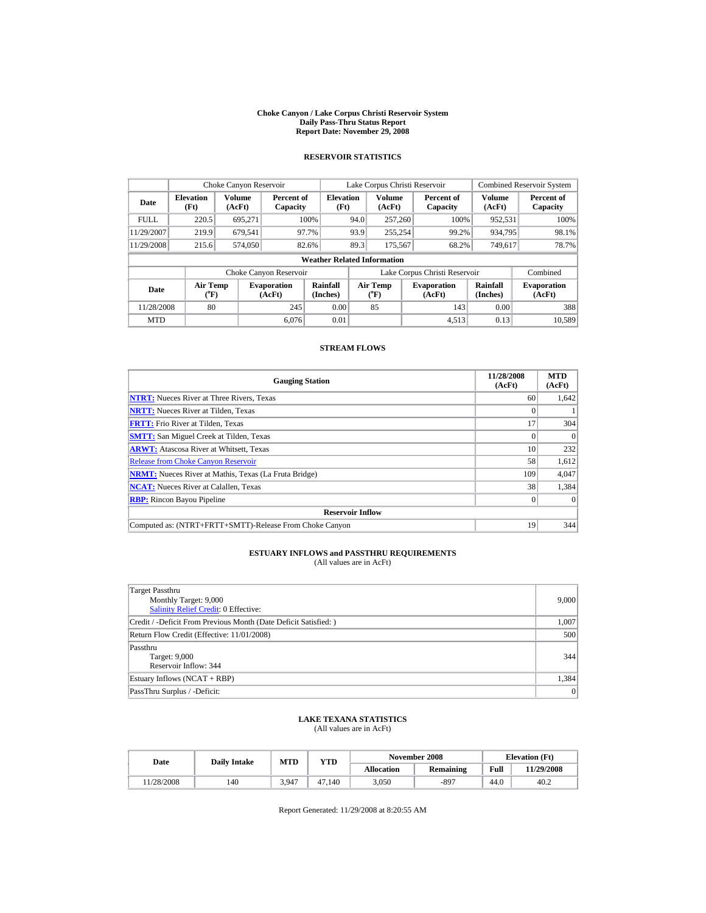# Choke Canyon / Lake Corpus Christi Reservoir System
## Daily Pass-Thru Status Report
## Report Date: November 29, 2008

### RESERVOIR STATISTICS

| | Choke Canyon Reservoir | | | Lake Corpus Christi Reservoir | | | Combined Reservoir System | |
|---|---|---|---|---|---|---|---|---|
| Date | Elevation (Ft) | Volume (AcFt) | Percent of Capacity | Elevation (Ft) | Volume (AcFt) | Percent of Capacity | Volume (AcFt) | Percent of Capacity |
| FULL | 220.5 | 695,271 | 100% | 94.0 | 257,260 | 100% | 952,531 | 100% |
| 11/29/2007 | 219.9 | 679,541 | 97.7% | 93.9 | 255,254 | 99.2% | 934,795 | 98.1% |
| 11/29/2008 | 215.6 | 574,050 | 82.6% | 89.3 | 175,567 | 68.2% | 749,617 | 78.7% |

**Weather Related Information**

| | Choke Canyon Reservoir | | | Lake Corpus Christi Reservoir | | | Combined |
|---|---|---|---|---|---|---|---|
| Date | Air Temp (°F) | Evaporation (AcFt) | Rainfall (Inches) | Air Temp (°F) | Evaporation (AcFt) | Rainfall (Inches) | Evaporation (AcFt) |
| 11/28/2008 | 80 | 245 | 0.00 | 85 | 143 | 0.00 | 388 |
| MTD | | 6,076 | 0.01 | | 4,513 | 0.13 | 10,589 |

### STREAM FLOWS

| Gauging Station | 11/28/2008 (AcFt) | MTD (AcFt) |
|---|---|---|
| NTRT: Nueces River at Three Rivers, Texas | 60 | 1,642 |
| NRTT: Nueces River at Tilden, Texas | 0 | 1 |
| FRTT: Frio River at Tilden, Texas | 17 | 304 |
| SMTT: San Miguel Creek at Tilden, Texas | 0 | 0 |
| ARWT: Atascosa River at Whitsett, Texas | 10 | 232 |
| Release from Choke Canyon Reservoir | 58 | 1,612 |
| NRMT: Nueces River at Mathis, Texas (La Fruta Bridge) | 109 | 4,047 |
| NCAT: Nueces River at Calallen, Texas | 38 | 1,384 |
| RBP: Rincon Bayou Pipeline | 0 | 0 |
| **Reservoir Inflow** | | |
| Computed as: (NTRT+FRTT+SMTT)-Release From Choke Canyon | 19 | 344 |

### ESTUARY INFLOWS and PASSTHRU REQUIREMENTS
(All values are in AcFt)

| | |
|---|---|
| Target Passthru<br>Monthly Target: 9,000<br>Salinity Relief Credit: 0 Effective: | 9,000 |
| Credit / -Deficit From Previous Month (Date Deficit Satisfied: ) | 1,007 |
| Return Flow Credit (Effective: 11/01/2008) | 500 |
| Passthru<br>Target: 9,000<br>Reservoir Inflow: 344 | 344 |
| Estuary Inflows (NCAT + RBP) | 1,384 |
| PassThru Surplus / -Deficit: | 0 |

### LAKE TEXANA STATISTICS
(All values are in AcFt)

| Date | Daily Intake | MTD | YTD | November 2008 | | Elevation (Ft) | |
|---|---|---|---|---|---|---|---|
| | | | | Allocation | Remaining | Full | 11/29/2008 |
| 11/28/2008 | 140 | 3,947 | 47,140 | 3,050 | -897 | 44.0 | 40.2 |

Report Generated: 11/29/2008 at 8:20:55 AM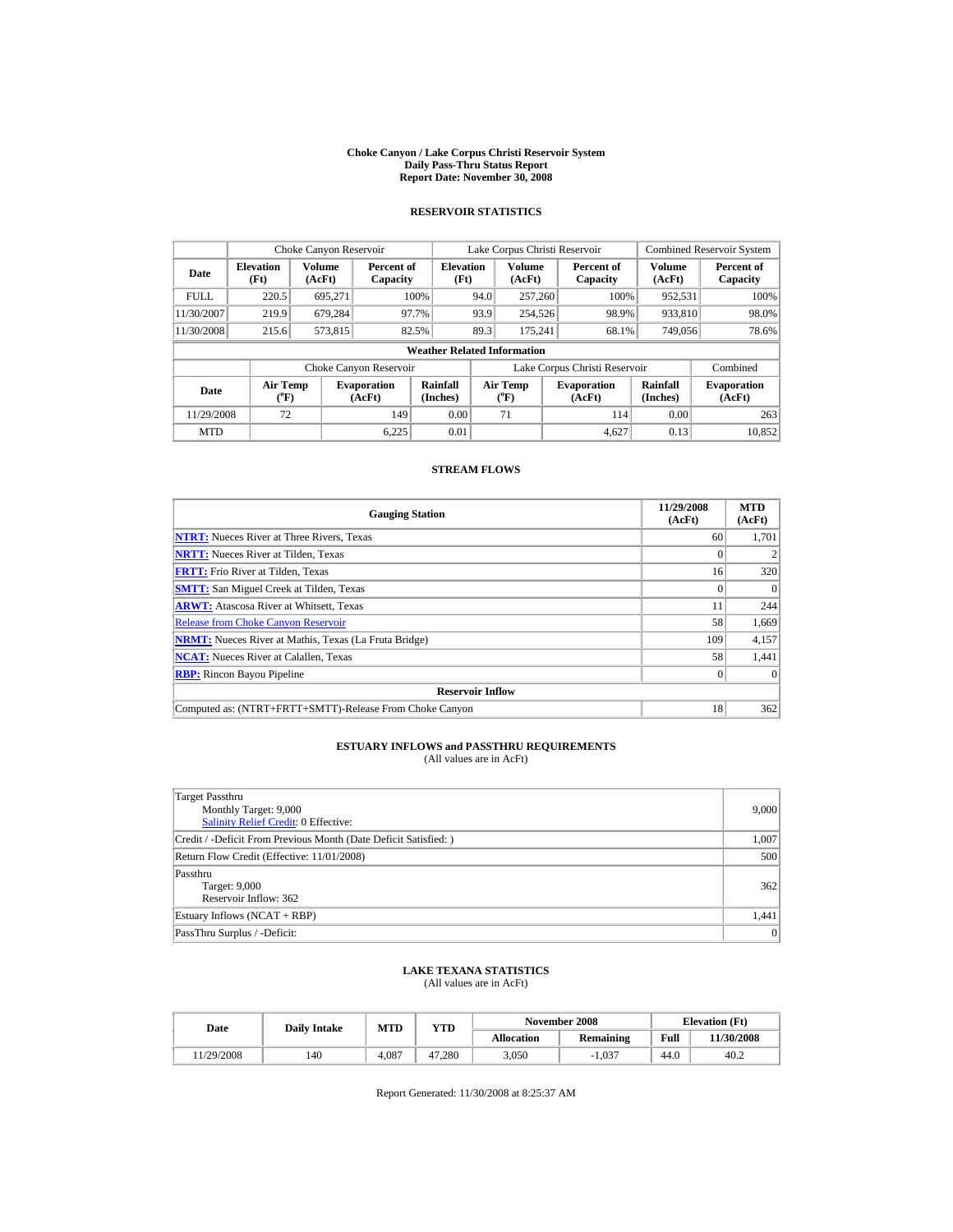**Choke Canyon / Lake Corpus Christi Reservoir System**
**Daily Pass-Thru Status Report**
**Report Date: November 30, 2008**

## RESERVOIR STATISTICS

| | Choke Canyon Reservoir | | | Lake Corpus Christi Reservoir | | | Combined Reservoir System | |
|---|---|---|---|---|---|---|---|---|
| Date | Elevation (Ft) | Volume (AcFt) | Percent of Capacity | Elevation (Ft) | Volume (AcFt) | Percent of Capacity | Volume (AcFt) | Percent of Capacity |
| FULL | 220.5 | 695,271 | 100% | 94.0 | 257,260 | 100% | 952,531 | 100% |
| 11/30/2007 | 219.9 | 679,284 | 97.7% | 93.9 | 254,526 | 98.9% | 933,810 | 98.0% |
| 11/30/2008 | 215.6 | 573,815 | 82.5% | 89.3 | 175,241 | 68.1% | 749,056 | 78.6% |

**Weather Related Information**

| | Choke Canyon Reservoir | | | Lake Corpus Christi Reservoir | | | Combined |
|---|---|---|---|---|---|---|---|
| Date | Air Temp (°F) | Evaporation (AcFt) | Rainfall (Inches) | Air Temp (°F) | Evaporation (AcFt) | Rainfall (Inches) | Evaporation (AcFt) |
| 11/29/2008 | 72 | 149 | 0.00 | 71 | 114 | 0.00 | 263 |
| MTD | | 6,225 | 0.01 | | 4,627 | 0.13 | 10,852 |

## STREAM FLOWS

| Gauging Station | 11/29/2008 (AcFt) | MTD (AcFt) |
|---|---|---|
| NTRT: Nueces River at Three Rivers, Texas | 60 | 1,701 |
| NRTT: Nueces River at Tilden, Texas | 0 | 2 |
| FRTT: Frio River at Tilden, Texas | 16 | 320 |
| SMTT: San Miguel Creek at Tilden, Texas | 0 | 0 |
| ARWT: Atascosa River at Whitsett, Texas | 11 | 244 |
| Release from Choke Canyon Reservoir | 58 | 1,669 |
| NRMT: Nueces River at Mathis, Texas (La Fruta Bridge) | 109 | 4,157 |
| NCAT: Nueces River at Calallen, Texas | 58 | 1,441 |
| RBP: Rincon Bayou Pipeline | 0 | 0 |
| **Reservoir Inflow** | | |
| Computed as: (NTRT+FRTT+SMTT)-Release From Choke Canyon | 18 | 362 |

## ESTUARY INFLOWS and PASSTHRU REQUIREMENTS
(All values are in AcFt)

| | |
|---|---|
| Target Passthru<br>Monthly Target: 9,000<br>Salinity Relief Credit: 0 Effective: | 9,000 |
| Credit / -Deficit From Previous Month (Date Deficit Satisfied: ) | 1,007 |
| Return Flow Credit (Effective: 11/01/2008) | 500 |
| Passthru<br>Target: 9,000<br>Reservoir Inflow: 362 | 362 |
| Estuary Inflows (NCAT + RBP) | 1,441 |
| PassThru Surplus / -Deficit: | 0 |

## LAKE TEXANA STATISTICS
(All values are in AcFt)

| Date | Daily Intake | MTD | YTD | November 2008 | | Elevation (Ft) | |
|---|---|---|---|---|---|---|---|
| | | | | Allocation | Remaining | Full | 11/30/2008 |
| 11/29/2008 | 140 | 4,087 | 47,280 | 3,050 | -1,037 | 44.0 | 40.2 |

Report Generated: 11/30/2008 at 8:25:37 AM